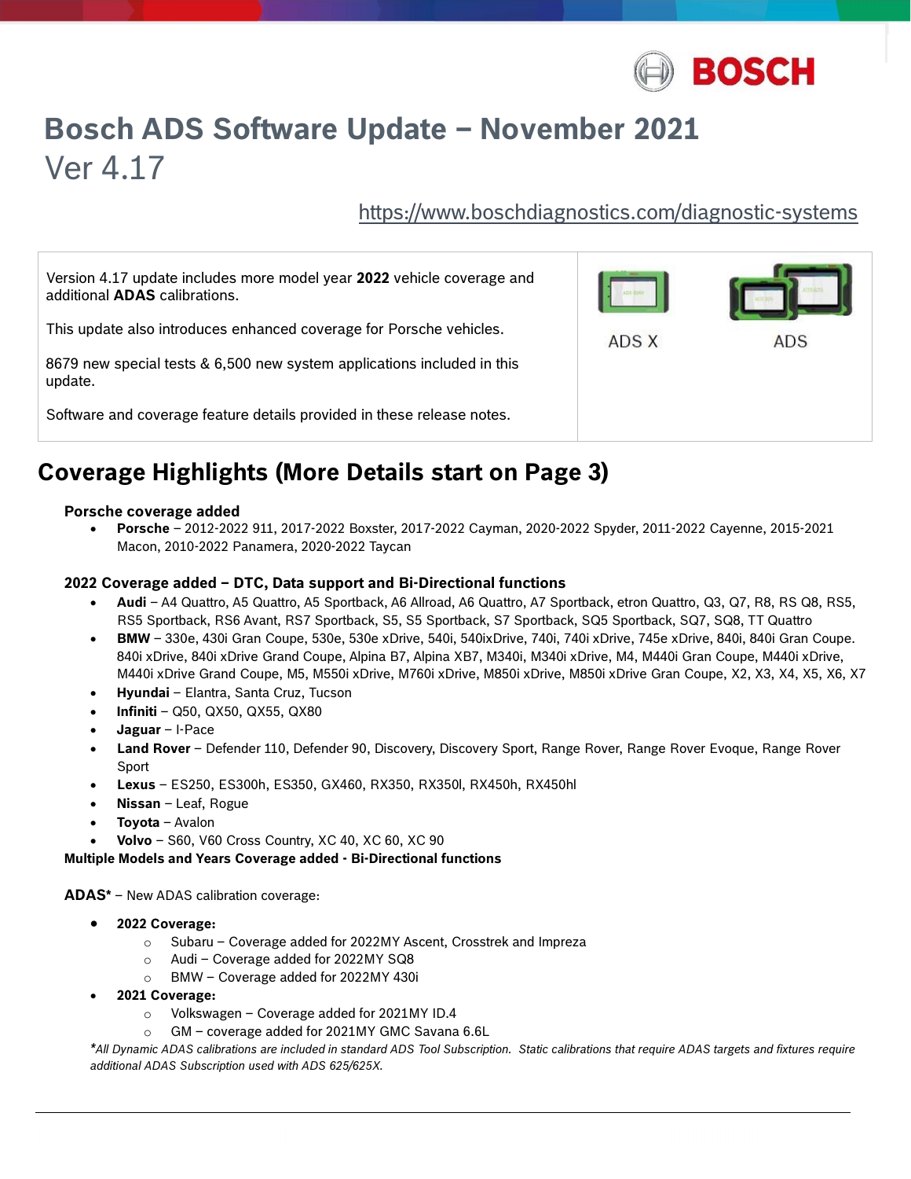# Bosch ADS Software Update – November 2021

## Ver 4.17

https://www.boschdiagnostics.com/diagnostic-systems

Version 4.17 update includes more model year **2022** vehicle coverage and additional **ADAS** calibrations.

This update also introduces enhanced coverage for Porsche vehicles.

8679 new special tests & 6,500 new system applications included in this update.

Software and coverage feature details provided in these release notes.

ADS X

ADS

## Coverage Highlights (More Details start on Page 3)

**Porsche coverage added**

- **Porsche** – 2012-2022 911, 2017-2022 Boxster, 2017-2022 Cayman, 2020-2022 Spyder, 2011-2022 Cayenne, 2015-2021 Macon, 2010-2022 Panamera, 2020-2022 Taycan

**2022 Coverage added – DTC, Data support and Bi-Directional functions**

- **Audi** – A4 Quattro, A5 Quattro, A5 Sportback, A6 Allroad, A6 Quattro, A7 Sportback, etron Quattro, Q3, Q7, R8, RS Q8, RS5, RS5 Sportback, RS6 Avant, RS7 Sportback, S5, S5 Sportback, S7 Sportback, SQ5 Sportback, SQ7, SQ8, TT Quattro
- **BMW** – 330e, 430i Gran Coupe, 530e, 530e xDrive, 540i, 540ixDrive, 740i, 740i xDrive, 745e xDrive, 840i, 840i Gran Coupe. 840i xDrive, 840i xDrive Grand Coupe, Alpina B7, Alpina XB7, M340i, M340i xDrive, M4, M440i Gran Coupe, M440i xDrive, M440i xDrive Grand Coupe, M5, M550i xDrive, M760i xDrive, M850i xDrive, M850i xDrive Gran Coupe, X2, X3, X4, X5, X6, X7
- **Hyundai** – Elantra, Santa Cruz, Tucson
- **Infiniti** – Q50, QX50, QX55, QX80
- **Jaguar** – I-Pace
- **Land Rover** – Defender 110, Defender 90, Discovery, Discovery Sport, Range Rover, Range Rover Evoque, Range Rover Sport
- **Lexus** – ES250, ES300h, ES350, GX460, RX350, RX350l, RX450h, RX450hl
- **Nissan** – Leaf, Rogue
- **Toyota** – Avalon
- **Volvo** – S60, V60 Cross Country, XC 40, XC 60, XC 90

**Multiple Models and Years Coverage added - Bi-Directional functions**

**ADAS*** – New ADAS calibration coverage:

- **2022 Coverage:**
  - Subaru – Coverage added for 2022MY Ascent, Crosstrek and Impreza
  - Audi – Coverage added for 2022MY SQ8
  - BMW – Coverage added for 2022MY 430i
- **2021 Coverage:**
  - Volkswagen – Coverage added for 2021MY ID.4
  - GM – coverage added for 2021MY GMC Savana 6.6L

*\*All Dynamic ADAS calibrations are included in standard ADS Tool Subscription. Static calibrations that require ADAS targets and fixtures require additional ADAS Subscription used with ADS 625/625X.*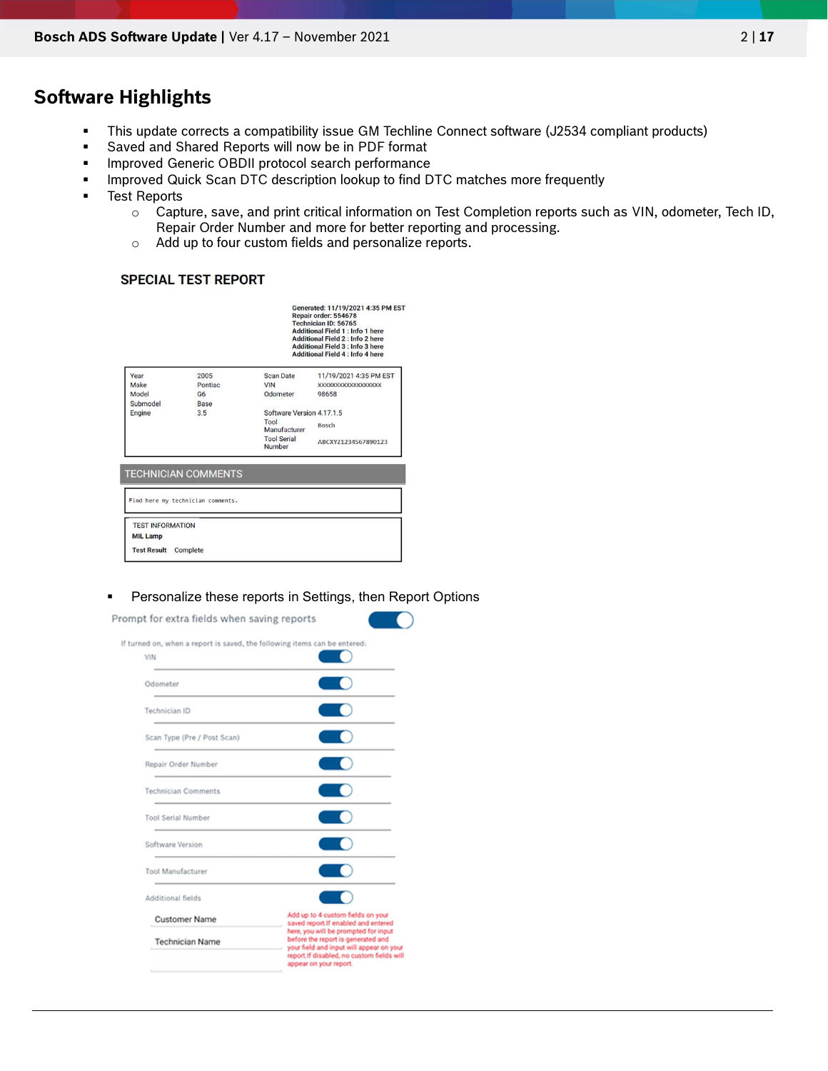## Software Highlights

- This update corrects a compatibility issue GM Techline Connect software (J2534 compliant products)
- Saved and Shared Reports will now be in PDF format
- Improved Generic OBDII protocol search performance
- Improved Quick Scan DTC description lookup to find DTC matches more frequently
- Test Reports
  - Capture, save, and print critical information on Test Completion reports such as VIN, odometer, Tech ID, Repair Order Number and more for better reporting and processing.
  - Add up to four custom fields and personalize reports.

### SPECIAL TEST REPORT

Generated: 11/19/2021 4:35 PM EST
Repair order: 554678
Technician ID: 56765
Additional Field 1 : Info 1 here
Additional Field 2 : Info 2 here
Additional Field 3 : Info 3 here
Additional Field 4 : Info 4 here

| | | | |
|---|---|---|---|
| Year | 2005 | Scan Date | 11/19/2021 4:35 PM EST |
| Make | Pontiac | VIN | XXXXXXXXXXXXXXXXX |
| Model | G6 | Odometer | 98658 |
| Submodel | Base | | |
| Engine | 3.5 | Software Version | 4.17.1.5 |
| | | Tool Manufacturer | Bosch |
| | | Tool Serial Number | ABCXYZ12345678901​23 |

TECHNICIAN COMMENTS

Find here my technician comments.

TEST INFORMATION
MIL Lamp
Test Result Complete

- Personalize these reports in Settings, then Report Options

Prompt for extra fields when saving reports

If turned on, when a report is saved, the following items can be entered:

- VIN
- Odometer
- Technician ID
- Scan Type (Pre / Post Scan)
- Repair Order Number
- Technician Comments
- Tool Serial Number
- Software Version
- Tool Manufacturer
- Additional fields
  - Customer Name
  - Technician Name

Add up to 4 custom fields on your saved report.If enabled and entered here, you will be prompted for input before the report is generated and your field and input will appear on your report.If disabled, no custom fields will appear on your report.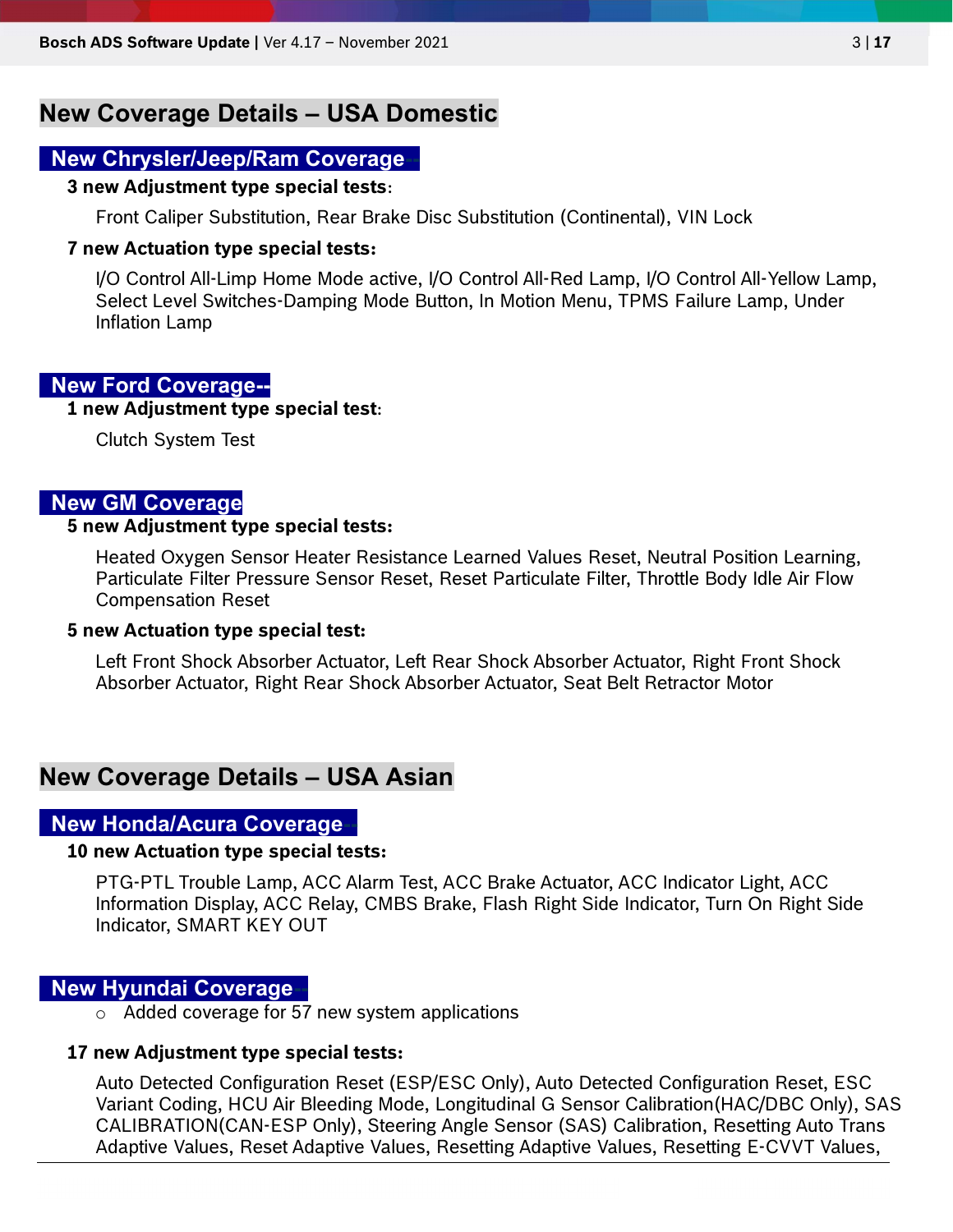# New Coverage Details – USA Domestic

## New Chrysler/Jeep/Ram Coverage

**3 new Adjustment type special tests:**

Front Caliper Substitution, Rear Brake Disc Substitution (Continental), VIN Lock

**7 new Actuation type special tests:**

I/O Control All-Limp Home Mode active, I/O Control All-Red Lamp, I/O Control All-Yellow Lamp, Select Level Switches-Damping Mode Button, In Motion Menu, TPMS Failure Lamp, Under Inflation Lamp

## New Ford Coverage--

**1 new Adjustment type special test:**

Clutch System Test

## New GM Coverage

**5 new Adjustment type special tests:**

Heated Oxygen Sensor Heater Resistance Learned Values Reset, Neutral Position Learning, Particulate Filter Pressure Sensor Reset, Reset Particulate Filter, Throttle Body Idle Air Flow Compensation Reset

**5 new Actuation type special test:**

Left Front Shock Absorber Actuator, Left Rear Shock Absorber Actuator, Right Front Shock Absorber Actuator, Right Rear Shock Absorber Actuator, Seat Belt Retractor Motor

# New Coverage Details – USA Asian

## New Honda/Acura Coverage

**10 new Actuation type special tests:**

PTG-PTL Trouble Lamp, ACC Alarm Test, ACC Brake Actuator, ACC Indicator Light, ACC Information Display, ACC Relay, CMBS Brake, Flash Right Side Indicator, Turn On Right Side Indicator, SMART KEY OUT

## New Hyundai Coverage

- Added coverage for 57 new system applications

**17 new Adjustment type special tests:**

Auto Detected Configuration Reset (ESP/ESC Only), Auto Detected Configuration Reset, ESC Variant Coding, HCU Air Bleeding Mode, Longitudinal G Sensor Calibration(HAC/DBC Only), SAS CALIBRATION(CAN-ESP Only), Steering Angle Sensor (SAS) Calibration, Resetting Auto Trans Adaptive Values, Reset Adaptive Values, Resetting Adaptive Values, Resetting E-CVVT Values,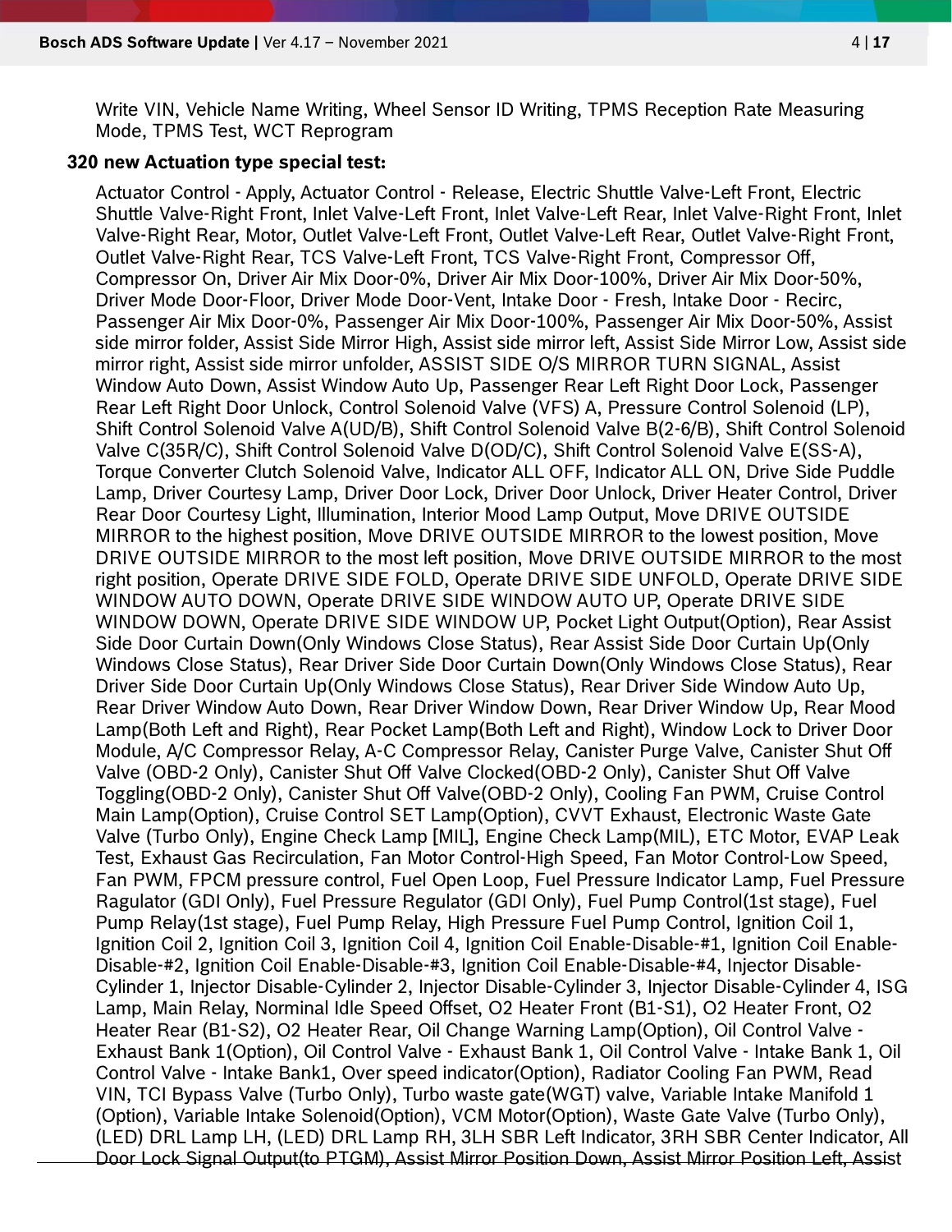Write VIN, Vehicle Name Writing, Wheel Sensor ID Writing, TPMS Reception Rate Measuring Mode, TPMS Test, WCT Reprogram

**320 new Actuation type special test:**

Actuator Control - Apply, Actuator Control - Release, Electric Shuttle Valve-Left Front, Electric Shuttle Valve-Right Front, Inlet Valve-Left Front, Inlet Valve-Left Rear, Inlet Valve-Right Front, Inlet Valve-Right Rear, Motor, Outlet Valve-Left Front, Outlet Valve-Left Rear, Outlet Valve-Right Front, Outlet Valve-Right Rear, TCS Valve-Left Front, TCS Valve-Right Front, Compressor Off, Compressor On, Driver Air Mix Door-0%, Driver Air Mix Door-100%, Driver Air Mix Door-50%, Driver Mode Door-Floor, Driver Mode Door-Vent, Intake Door - Fresh, Intake Door - Recirc, Passenger Air Mix Door-0%, Passenger Air Mix Door-100%, Passenger Air Mix Door-50%, Assist side mirror folder, Assist Side Mirror High, Assist side mirror left, Assist Side Mirror Low, Assist side mirror right, Assist side mirror unfolder, ASSIST SIDE O/S MIRROR TURN SIGNAL, Assist Window Auto Down, Assist Window Auto Up, Passenger Rear Left Right Door Lock, Passenger Rear Left Right Door Unlock, Control Solenoid Valve (VFS) A, Pressure Control Solenoid (LP), Shift Control Solenoid Valve A(UD/B), Shift Control Solenoid Valve B(2-6/B), Shift Control Solenoid Valve C(35R/C), Shift Control Solenoid Valve D(OD/C), Shift Control Solenoid Valve E(SS-A), Torque Converter Clutch Solenoid Valve, Indicator ALL OFF, Indicator ALL ON, Drive Side Puddle Lamp, Driver Courtesy Lamp, Driver Door Lock, Driver Door Unlock, Driver Heater Control, Driver Rear Door Courtesy Light, Illumination, Interior Mood Lamp Output, Move DRIVE OUTSIDE MIRROR to the highest position, Move DRIVE OUTSIDE MIRROR to the lowest position, Move DRIVE OUTSIDE MIRROR to the most left position, Move DRIVE OUTSIDE MIRROR to the most right position, Operate DRIVE SIDE FOLD, Operate DRIVE SIDE UNFOLD, Operate DRIVE SIDE WINDOW AUTO DOWN, Operate DRIVE SIDE WINDOW AUTO UP, Operate DRIVE SIDE WINDOW DOWN, Operate DRIVE SIDE WINDOW UP, Pocket Light Output(Option), Rear Assist Side Door Curtain Down(Only Windows Close Status), Rear Assist Side Door Curtain Up(Only Windows Close Status), Rear Driver Side Door Curtain Down(Only Windows Close Status), Rear Driver Side Door Curtain Up(Only Windows Close Status), Rear Driver Side Window Auto Up, Rear Driver Window Auto Down, Rear Driver Window Down, Rear Driver Window Up, Rear Mood Lamp(Both Left and Right), Rear Pocket Lamp(Both Left and Right), Window Lock to Driver Door Module, A/C Compressor Relay, A-C Compressor Relay, Canister Purge Valve, Canister Shut Off Valve (OBD-2 Only), Canister Shut Off Valve Clocked(OBD-2 Only), Canister Shut Off Valve Toggling(OBD-2 Only), Canister Shut Off Valve(OBD-2 Only), Cooling Fan PWM, Cruise Control Main Lamp(Option), Cruise Control SET Lamp(Option), CVVT Exhaust, Electronic Waste Gate Valve (Turbo Only), Engine Check Lamp [MIL], Engine Check Lamp(MIL), ETC Motor, EVAP Leak Test, Exhaust Gas Recirculation, Fan Motor Control-High Speed, Fan Motor Control-Low Speed, Fan PWM, FPCM pressure control, Fuel Open Loop, Fuel Pressure Indicator Lamp, Fuel Pressure Ragulator (GDI Only), Fuel Pressure Regulator (GDI Only), Fuel Pump Control(1st stage), Fuel Pump Relay(1st stage), Fuel Pump Relay, High Pressure Fuel Pump Control, Ignition Coil 1, Ignition Coil 2, Ignition Coil 3, Ignition Coil 4, Ignition Coil Enable-Disable-#1, Ignition Coil Enable-Disable-#2, Ignition Coil Enable-Disable-#3, Ignition Coil Enable-Disable-#4, Injector Disable-Cylinder 1, Injector Disable-Cylinder 2, Injector Disable-Cylinder 3, Injector Disable-Cylinder 4, ISG Lamp, Main Relay, Norminal Idle Speed Offset, O2 Heater Front (B1-S1), O2 Heater Front, O2 Heater Rear (B1-S2), O2 Heater Rear, Oil Change Warning Lamp(Option), Oil Control Valve - Exhaust Bank 1(Option), Oil Control Valve - Exhaust Bank 1, Oil Control Valve - Intake Bank 1, Oil Control Valve - Intake Bank1, Over speed indicator(Option), Radiator Cooling Fan PWM, Read VIN, TCI Bypass Valve (Turbo Only), Turbo waste gate(WGT) valve, Variable Intake Manifold 1 (Option), Variable Intake Solenoid(Option), VCM Motor(Option), Waste Gate Valve (Turbo Only), (LED) DRL Lamp LH, (LED) DRL Lamp RH, 3LH SBR Left Indicator, 3RH SBR Center Indicator, All Door Lock Signal Output(to PTGM), Assist Mirror Position Down, Assist Mirror Position Left, Assist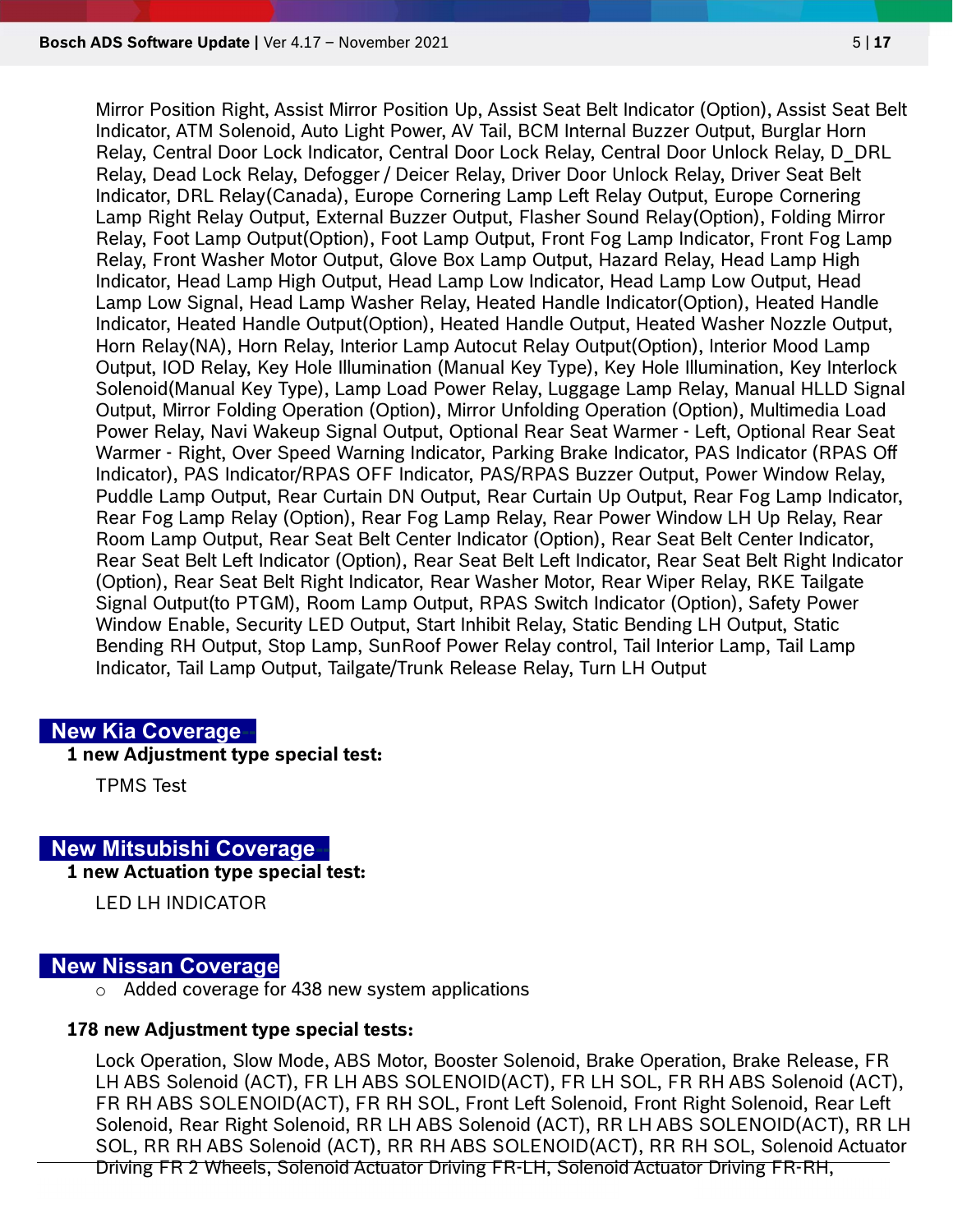Mirror Position Right, Assist Mirror Position Up, Assist Seat Belt Indicator (Option), Assist Seat Belt Indicator, ATM Solenoid, Auto Light Power, AV Tail, BCM Internal Buzzer Output, Burglar Horn Relay, Central Door Lock Indicator, Central Door Lock Relay, Central Door Unlock Relay, D_DRL Relay, Dead Lock Relay, Defogger / Deicer Relay, Driver Door Unlock Relay, Driver Seat Belt Indicator, DRL Relay(Canada), Europe Cornering Lamp Left Relay Output, Europe Cornering Lamp Right Relay Output, External Buzzer Output, Flasher Sound Relay(Option), Folding Mirror Relay, Foot Lamp Output(Option), Foot Lamp Output, Front Fog Lamp Indicator, Front Fog Lamp Relay, Front Washer Motor Output, Glove Box Lamp Output, Hazard Relay, Head Lamp High Indicator, Head Lamp High Output, Head Lamp Low Indicator, Head Lamp Low Output, Head Lamp Low Signal, Head Lamp Washer Relay, Heated Handle Indicator(Option), Heated Handle Indicator, Heated Handle Output(Option), Heated Handle Output, Heated Washer Nozzle Output, Horn Relay(NA), Horn Relay, Interior Lamp Autocut Relay Output(Option), Interior Mood Lamp Output, IOD Relay, Key Hole Illumination (Manual Key Type), Key Hole Illumination, Key Interlock Solenoid(Manual Key Type), Lamp Load Power Relay, Luggage Lamp Relay, Manual HLLD Signal Output, Mirror Folding Operation (Option), Mirror Unfolding Operation (Option), Multimedia Load Power Relay, Navi Wakeup Signal Output, Optional Rear Seat Warmer - Left, Optional Rear Seat Warmer - Right, Over Speed Warning Indicator, Parking Brake Indicator, PAS Indicator (RPAS Off Indicator), PAS Indicator/RPAS OFF Indicator, PAS/RPAS Buzzer Output, Power Window Relay, Puddle Lamp Output, Rear Curtain DN Output, Rear Curtain Up Output, Rear Fog Lamp Indicator, Rear Fog Lamp Relay (Option), Rear Fog Lamp Relay, Rear Power Window LH Up Relay, Rear Room Lamp Output, Rear Seat Belt Center Indicator (Option), Rear Seat Belt Center Indicator, Rear Seat Belt Left Indicator (Option), Rear Seat Belt Left Indicator, Rear Seat Belt Right Indicator (Option), Rear Seat Belt Right Indicator, Rear Washer Motor, Rear Wiper Relay, RKE Tailgate Signal Output(to PTGM), Room Lamp Output, RPAS Switch Indicator (Option), Safety Power Window Enable, Security LED Output, Start Inhibit Relay, Static Bending LH Output, Static Bending RH Output, Stop Lamp, SunRoof Power Relay control, Tail Interior Lamp, Tail Lamp Indicator, Tail Lamp Output, Tailgate/Trunk Release Relay, Turn LH Output

## New Kia Coverage

**1 new Adjustment type special test:**

TPMS Test

## New Mitsubishi Coverage

**1 new Actuation type special test:**

LED LH INDICATOR

## New Nissan Coverage

- Added coverage for 438 new system applications

**178 new Adjustment type special tests:**

Lock Operation, Slow Mode, ABS Motor, Booster Solenoid, Brake Operation, Brake Release, FR LH ABS Solenoid (ACT), FR LH ABS SOLENOID(ACT), FR LH SOL, FR RH ABS Solenoid (ACT), FR RH ABS SOLENOID(ACT), FR RH SOL, Front Left Solenoid, Front Right Solenoid, Rear Left Solenoid, Rear Right Solenoid, RR LH ABS Solenoid (ACT), RR LH ABS SOLENOID(ACT), RR LH SOL, RR RH ABS Solenoid (ACT), RR RH ABS SOLENOID(ACT), RR RH SOL, Solenoid Actuator Driving FR 2 Wheels, Solenoid Actuator Driving FR-LH, Solenoid Actuator Driving FR-RH,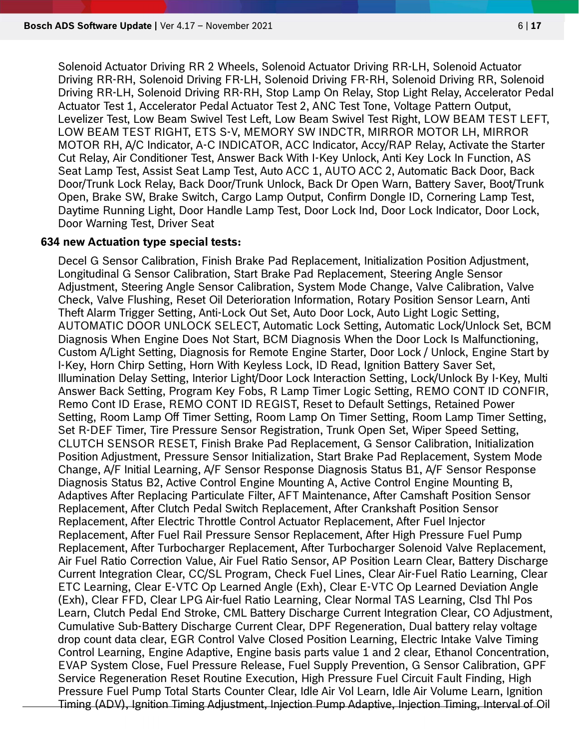Solenoid Actuator Driving RR 2 Wheels, Solenoid Actuator Driving RR-LH, Solenoid Actuator Driving RR-RH, Solenoid Driving FR-LH, Solenoid Driving FR-RH, Solenoid Driving RR, Solenoid Driving RR-LH, Solenoid Driving RR-RH, Stop Lamp On Relay, Stop Light Relay, Accelerator Pedal Actuator Test 1, Accelerator Pedal Actuator Test 2, ANC Test Tone, Voltage Pattern Output, Levelizer Test, Low Beam Swivel Test Left, Low Beam Swivel Test Right, LOW BEAM TEST LEFT, LOW BEAM TEST RIGHT, ETS S-V, MEMORY SW INDCTR, MIRROR MOTOR LH, MIRROR MOTOR RH, A/C Indicator, A-C INDICATOR, ACC Indicator, Accy/RAP Relay, Activate the Starter Cut Relay, Air Conditioner Test, Answer Back With I-Key Unlock, Anti Key Lock In Function, AS Seat Lamp Test, Assist Seat Lamp Test, Auto ACC 1, AUTO ACC 2, Automatic Back Door, Back Door/Trunk Lock Relay, Back Door/Trunk Unlock, Back Dr Open Warn, Battery Saver, Boot/Trunk Open, Brake SW, Brake Switch, Cargo Lamp Output, Confirm Dongle ID, Cornering Lamp Test, Daytime Running Light, Door Handle Lamp Test, Door Lock Ind, Door Lock Indicator, Door Lock, Door Warning Test, Driver Seat

**634 new Actuation type special tests:**

Decel G Sensor Calibration, Finish Brake Pad Replacement, Initialization Position Adjustment, Longitudinal G Sensor Calibration, Start Brake Pad Replacement, Steering Angle Sensor Adjustment, Steering Angle Sensor Calibration, System Mode Change, Valve Calibration, Valve Check, Valve Flushing, Reset Oil Deterioration Information, Rotary Position Sensor Learn, Anti Theft Alarm Trigger Setting, Anti-Lock Out Set, Auto Door Lock, Auto Light Logic Setting, AUTOMATIC DOOR UNLOCK SELECT, Automatic Lock Setting, Automatic Lock/Unlock Set, BCM Diagnosis When Engine Does Not Start, BCM Diagnosis When the Door Lock Is Malfunctioning, Custom A/Light Setting, Diagnosis for Remote Engine Starter, Door Lock / Unlock, Engine Start by I-Key, Horn Chirp Setting, Horn With Keyless Lock, ID Read, Ignition Battery Saver Set, Illumination Delay Setting, Interior Light/Door Lock Interaction Setting, Lock/Unlock By I-Key, Multi Answer Back Setting, Program Key Fobs, R Lamp Timer Logic Setting, REMO CONT ID CONFIR, Remo Cont ID Erase, REMO CONT ID REGIST, Reset to Default Settings, Retained Power Setting, Room Lamp Off Timer Setting, Room Lamp On Timer Setting, Room Lamp Timer Setting, Set R-DEF Timer, Tire Pressure Sensor Registration, Trunk Open Set, Wiper Speed Setting, CLUTCH SENSOR RESET, Finish Brake Pad Replacement, G Sensor Calibration, Initialization Position Adjustment, Pressure Sensor Initialization, Start Brake Pad Replacement, System Mode Change, A/F Initial Learning, A/F Sensor Response Diagnosis Status B1, A/F Sensor Response Diagnosis Status B2, Active Control Engine Mounting A, Active Control Engine Mounting B, Adaptives After Replacing Particulate Filter, AFT Maintenance, After Camshaft Position Sensor Replacement, After Clutch Pedal Switch Replacement, After Crankshaft Position Sensor Replacement, After Electric Throttle Control Actuator Replacement, After Fuel Injector Replacement, After Fuel Rail Pressure Sensor Replacement, After High Pressure Fuel Pump Replacement, After Turbocharger Replacement, After Turbocharger Solenoid Valve Replacement, Air Fuel Ratio Correction Value, Air Fuel Ratio Sensor, AP Position Learn Clear, Battery Discharge Current Integration Clear, CC/SL Program, Check Fuel Lines, Clear Air-Fuel Ratio Learning, Clear ETC Learning, Clear E-VTC Op Learned Angle (Exh), Clear E-VTC Op Learned Deviation Angle (Exh), Clear FFD, Clear LPG Air-fuel Ratio Learning, Clear Normal TAS Learning, Clsd Thl Pos Learn, Clutch Pedal End Stroke, CML Battery Discharge Current Integration Clear, CO Adjustment, Cumulative Sub-Battery Discharge Current Clear, DPF Regeneration, Dual battery relay voltage drop count data clear, EGR Control Valve Closed Position Learning, Electric Intake Valve Timing Control Learning, Engine Adaptive, Engine basis parts value 1 and 2 clear, Ethanol Concentration, EVAP System Close, Fuel Pressure Release, Fuel Supply Prevention, G Sensor Calibration, GPF Service Regeneration Reset Routine Execution, High Pressure Fuel Circuit Fault Finding, High Pressure Fuel Pump Total Starts Counter Clear, Idle Air Vol Learn, Idle Air Volume Learn, Ignition Timing (ADV), Ignition Timing Adjustment, Injection Pump Adaptive, Injection Timing, Interval of Oil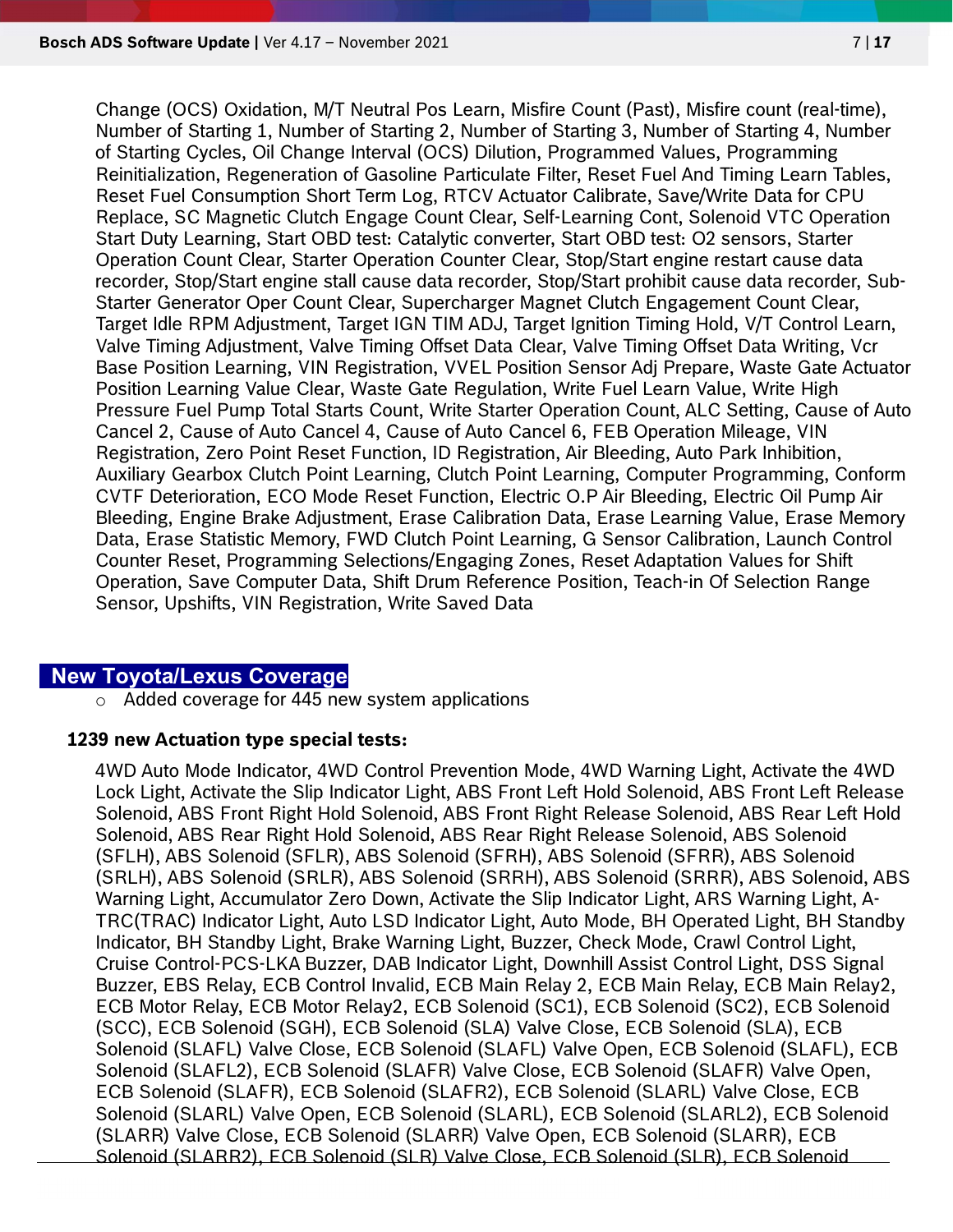Change (OCS) Oxidation, M/T Neutral Pos Learn, Misfire Count (Past), Misfire count (real-time), Number of Starting 1, Number of Starting 2, Number of Starting 3, Number of Starting 4, Number of Starting Cycles, Oil Change Interval (OCS) Dilution, Programmed Values, Programming Reinitialization, Regeneration of Gasoline Particulate Filter, Reset Fuel And Timing Learn Tables, Reset Fuel Consumption Short Term Log, RTCV Actuator Calibrate, Save/Write Data for CPU Replace, SC Magnetic Clutch Engage Count Clear, Self-Learning Cont, Solenoid VTC Operation Start Duty Learning, Start OBD test: Catalytic converter, Start OBD test: O2 sensors, Starter Operation Count Clear, Starter Operation Counter Clear, Stop/Start engine restart cause data recorder, Stop/Start engine stall cause data recorder, Stop/Start prohibit cause data recorder, Sub-Starter Generator Oper Count Clear, Supercharger Magnet Clutch Engagement Count Clear, Target Idle RPM Adjustment, Target IGN TIM ADJ, Target Ignition Timing Hold, V/T Control Learn, Valve Timing Adjustment, Valve Timing Offset Data Clear, Valve Timing Offset Data Writing, Vcr Base Position Learning, VIN Registration, VVEL Position Sensor Adj Prepare, Waste Gate Actuator Position Learning Value Clear, Waste Gate Regulation, Write Fuel Learn Value, Write High Pressure Fuel Pump Total Starts Count, Write Starter Operation Count, ALC Setting, Cause of Auto Cancel 2, Cause of Auto Cancel 4, Cause of Auto Cancel 6, FEB Operation Mileage, VIN Registration, Zero Point Reset Function, ID Registration, Air Bleeding, Auto Park Inhibition, Auxiliary Gearbox Clutch Point Learning, Clutch Point Learning, Computer Programming, Conform CVTF Deterioration, ECO Mode Reset Function, Electric O.P Air Bleeding, Electric Oil Pump Air Bleeding, Engine Brake Adjustment, Erase Calibration Data, Erase Learning Value, Erase Memory Data, Erase Statistic Memory, FWD Clutch Point Learning, G Sensor Calibration, Launch Control Counter Reset, Programming Selections/Engaging Zones, Reset Adaptation Values for Shift Operation, Save Computer Data, Shift Drum Reference Position, Teach-in Of Selection Range Sensor, Upshifts, VIN Registration, Write Saved Data

## New Toyota/Lexus Coverage

- Added coverage for 445 new system applications

**1239 new Actuation type special tests:**

4WD Auto Mode Indicator, 4WD Control Prevention Mode, 4WD Warning Light, Activate the 4WD Lock Light, Activate the Slip Indicator Light, ABS Front Left Hold Solenoid, ABS Front Left Release Solenoid, ABS Front Right Hold Solenoid, ABS Front Right Release Solenoid, ABS Rear Left Hold Solenoid, ABS Rear Right Hold Solenoid, ABS Rear Right Release Solenoid, ABS Solenoid (SFLH), ABS Solenoid (SFLR), ABS Solenoid (SFRH), ABS Solenoid (SFRR), ABS Solenoid (SRLH), ABS Solenoid (SRLR), ABS Solenoid (SRRH), ABS Solenoid (SRRR), ABS Solenoid, ABS Warning Light, Accumulator Zero Down, Activate the Slip Indicator Light, ARS Warning Light, A-TRC(TRAC) Indicator Light, Auto LSD Indicator Light, Auto Mode, BH Operated Light, BH Standby Indicator, BH Standby Light, Brake Warning Light, Buzzer, Check Mode, Crawl Control Light, Cruise Control-PCS-LKA Buzzer, DAB Indicator Light, Downhill Assist Control Light, DSS Signal Buzzer, EBS Relay, ECB Control Invalid, ECB Main Relay 2, ECB Main Relay, ECB Main Relay2, ECB Motor Relay, ECB Motor Relay2, ECB Solenoid (SC1), ECB Solenoid (SC2), ECB Solenoid (SCC), ECB Solenoid (SGH), ECB Solenoid (SLA) Valve Close, ECB Solenoid (SLA), ECB Solenoid (SLAFL) Valve Close, ECB Solenoid (SLAFL) Valve Open, ECB Solenoid (SLAFL), ECB Solenoid (SLAFL2), ECB Solenoid (SLAFR) Valve Close, ECB Solenoid (SLAFR) Valve Open, ECB Solenoid (SLAFR), ECB Solenoid (SLAFR2), ECB Solenoid (SLARL) Valve Close, ECB Solenoid (SLARL) Valve Open, ECB Solenoid (SLARL), ECB Solenoid (SLARL2), ECB Solenoid (SLARR) Valve Close, ECB Solenoid (SLARR) Valve Open, ECB Solenoid (SLARR), ECB Solenoid (SLARR2), ECB Solenoid (SLR) Valve Close, ECB Solenoid (SLR), ECB Solenoid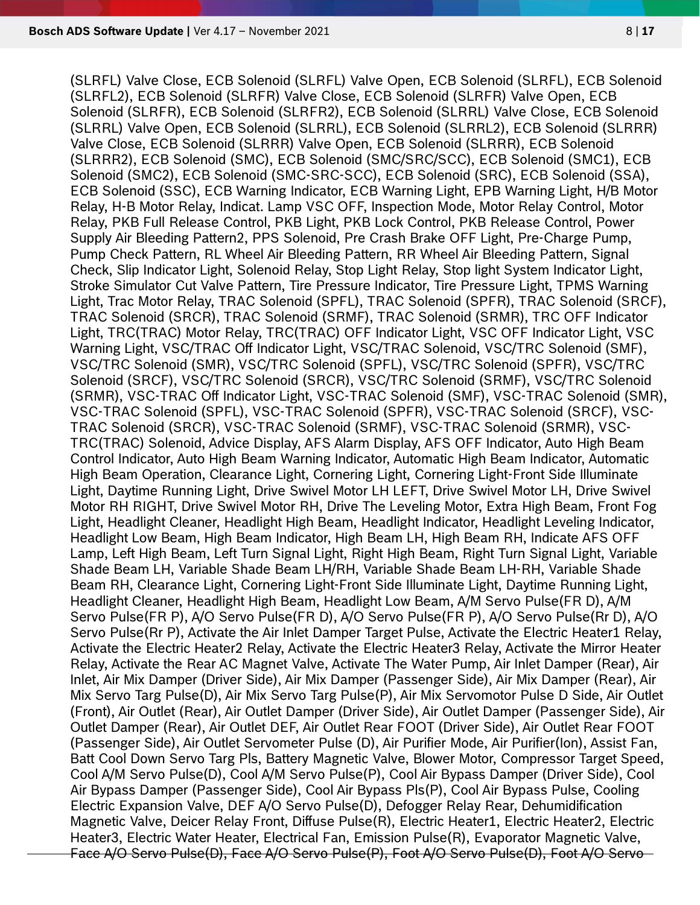(SLRFL) Valve Close, ECB Solenoid (SLRFL) Valve Open, ECB Solenoid (SLRFL), ECB Solenoid (SLRFL2), ECB Solenoid (SLRFR) Valve Close, ECB Solenoid (SLRFR) Valve Open, ECB Solenoid (SLRFR), ECB Solenoid (SLRFR2), ECB Solenoid (SLRRL) Valve Close, ECB Solenoid (SLRRL) Valve Open, ECB Solenoid (SLRRL), ECB Solenoid (SLRRL2), ECB Solenoid (SLRRR) Valve Close, ECB Solenoid (SLRRR) Valve Open, ECB Solenoid (SLRRR), ECB Solenoid (SLRRR2), ECB Solenoid (SMC), ECB Solenoid (SMC/SRC/SCC), ECB Solenoid (SMC1), ECB Solenoid (SMC2), ECB Solenoid (SMC-SRC-SCC), ECB Solenoid (SRC), ECB Solenoid (SSA), ECB Solenoid (SSC), ECB Warning Indicator, ECB Warning Light, EPB Warning Light, H/B Motor Relay, H-B Motor Relay, Indicat. Lamp VSC OFF, Inspection Mode, Motor Relay Control, Motor Relay, PKB Full Release Control, PKB Light, PKB Lock Control, PKB Release Control, Power Supply Air Bleeding Pattern2, PPS Solenoid, Pre Crash Brake OFF Light, Pre-Charge Pump, Pump Check Pattern, RL Wheel Air Bleeding Pattern, RR Wheel Air Bleeding Pattern, Signal Check, Slip Indicator Light, Solenoid Relay, Stop Light Relay, Stop light System Indicator Light, Stroke Simulator Cut Valve Pattern, Tire Pressure Indicator, Tire Pressure Light, TPMS Warning Light, Trac Motor Relay, TRAC Solenoid (SPFL), TRAC Solenoid (SPFR), TRAC Solenoid (SRCF), TRAC Solenoid (SRCR), TRAC Solenoid (SRMF), TRAC Solenoid (SRMR), TRC OFF Indicator Light, TRC(TRAC) Motor Relay, TRC(TRAC) OFF Indicator Light, VSC OFF Indicator Light, VSC Warning Light, VSC/TRAC Off Indicator Light, VSC/TRAC Solenoid, VSC/TRC Solenoid (SMF), VSC/TRC Solenoid (SMR), VSC/TRC Solenoid (SPFL), VSC/TRC Solenoid (SPFR), VSC/TRC Solenoid (SRCF), VSC/TRC Solenoid (SRCR), VSC/TRC Solenoid (SRMF), VSC/TRC Solenoid (SRMR), VSC-TRAC Off Indicator Light, VSC-TRAC Solenoid (SMF), VSC-TRAC Solenoid (SMR), VSC-TRAC Solenoid (SPFL), VSC-TRAC Solenoid (SPFR), VSC-TRAC Solenoid (SRCF), VSC-TRAC Solenoid (SRCR), VSC-TRAC Solenoid (SRMF), VSC-TRAC Solenoid (SRMR), VSC-TRC(TRAC) Solenoid, Advice Display, AFS Alarm Display, AFS OFF Indicator, Auto High Beam Control Indicator, Auto High Beam Warning Indicator, Automatic High Beam Indicator, Automatic High Beam Operation, Clearance Light, Cornering Light, Cornering Light-Front Side Illuminate Light, Daytime Running Light, Drive Swivel Motor LH LEFT, Drive Swivel Motor LH, Drive Swivel Motor RH RIGHT, Drive Swivel Motor RH, Drive The Leveling Motor, Extra High Beam, Front Fog Light, Headlight Cleaner, Headlight High Beam, Headlight Indicator, Headlight Leveling Indicator, Headlight Low Beam, High Beam Indicator, High Beam LH, High Beam RH, Indicate AFS OFF Lamp, Left High Beam, Left Turn Signal Light, Right High Beam, Right Turn Signal Light, Variable Shade Beam LH, Variable Shade Beam LH/RH, Variable Shade Beam LH-RH, Variable Shade Beam RH, Clearance Light, Cornering Light-Front Side Illuminate Light, Daytime Running Light, Headlight Cleaner, Headlight High Beam, Headlight Low Beam, A/M Servo Pulse(FR D), A/M Servo Pulse(FR P), A/O Servo Pulse(FR D), A/O Servo Pulse(FR P), A/O Servo Pulse(Rr D), A/O Servo Pulse(Rr P), Activate the Air Inlet Damper Target Pulse, Activate the Electric Heater1 Relay, Activate the Electric Heater2 Relay, Activate the Electric Heater3 Relay, Activate the Mirror Heater Relay, Activate the Rear AC Magnet Valve, Activate The Water Pump, Air Inlet Damper (Rear), Air Inlet, Air Mix Damper (Driver Side), Air Mix Damper (Passenger Side), Air Mix Damper (Rear), Air Mix Servo Targ Pulse(D), Air Mix Servo Targ Pulse(P), Air Mix Servomotor Pulse D Side, Air Outlet (Front), Air Outlet (Rear), Air Outlet Damper (Driver Side), Air Outlet Damper (Passenger Side), Air Outlet Damper (Rear), Air Outlet DEF, Air Outlet Rear FOOT (Driver Side), Air Outlet Rear FOOT (Passenger Side), Air Outlet Servometer Pulse (D), Air Purifier Mode, Air Purifier(Ion), Assist Fan, Batt Cool Down Servo Targ Pls, Battery Magnetic Valve, Blower Motor, Compressor Target Speed, Cool A/M Servo Pulse(D), Cool A/M Servo Pulse(P), Cool Air Bypass Damper (Driver Side), Cool Air Bypass Damper (Passenger Side), Cool Air Bypass Pls(P), Cool Air Bypass Pulse, Cooling Electric Expansion Valve, DEF A/O Servo Pulse(D), Defogger Relay Rear, Dehumidification Magnetic Valve, Deicer Relay Front, Diffuse Pulse(R), Electric Heater1, Electric Heater2, Electric Heater3, Electric Water Heater, Electrical Fan, Emission Pulse(R), Evaporator Magnetic Valve, Face A/O Servo Pulse(D), Face A/O Servo Pulse(P), Foot A/O Servo Pulse(D), Foot A/O Servo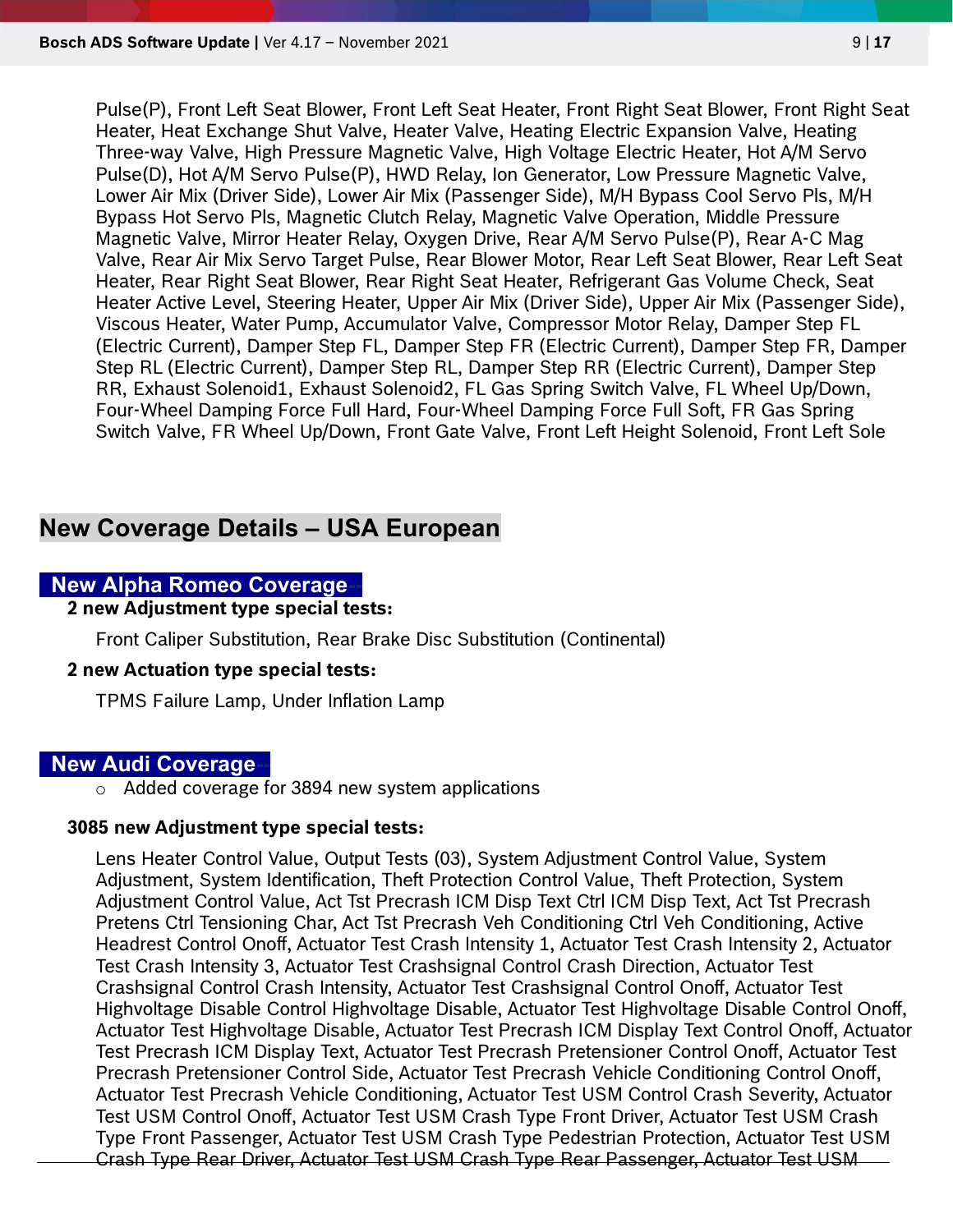Pulse(P), Front Left Seat Blower, Front Left Seat Heater, Front Right Seat Blower, Front Right Seat Heater, Heat Exchange Shut Valve, Heater Valve, Heating Electric Expansion Valve, Heating Three-way Valve, High Pressure Magnetic Valve, High Voltage Electric Heater, Hot A/M Servo Pulse(D), Hot A/M Servo Pulse(P), HWD Relay, Ion Generator, Low Pressure Magnetic Valve, Lower Air Mix (Driver Side), Lower Air Mix (Passenger Side), M/H Bypass Cool Servo Pls, M/H Bypass Hot Servo Pls, Magnetic Clutch Relay, Magnetic Valve Operation, Middle Pressure Magnetic Valve, Mirror Heater Relay, Oxygen Drive, Rear A/M Servo Pulse(P), Rear A-C Mag Valve, Rear Air Mix Servo Target Pulse, Rear Blower Motor, Rear Left Seat Blower, Rear Left Seat Heater, Rear Right Seat Blower, Rear Right Seat Heater, Refrigerant Gas Volume Check, Seat Heater Active Level, Steering Heater, Upper Air Mix (Driver Side), Upper Air Mix (Passenger Side), Viscous Heater, Water Pump, Accumulator Valve, Compressor Motor Relay, Damper Step FL (Electric Current), Damper Step FL, Damper Step FR (Electric Current), Damper Step FR, Damper Step RL (Electric Current), Damper Step RL, Damper Step RR (Electric Current), Damper Step RR, Exhaust Solenoid1, Exhaust Solenoid2, FL Gas Spring Switch Valve, FL Wheel Up/Down, Four-Wheel Damping Force Full Hard, Four-Wheel Damping Force Full Soft, FR Gas Spring Switch Valve, FR Wheel Up/Down, Front Gate Valve, Front Left Height Solenoid, Front Left Sole

## New Coverage Details – USA European

### New Alpha Romeo Coverage

**2 new Adjustment type special tests:**

Front Caliper Substitution, Rear Brake Disc Substitution (Continental)

**2 new Actuation type special tests:**

TPMS Failure Lamp, Under Inflation Lamp

### New Audi Coverage

- Added coverage for 3894 new system applications

**3085 new Adjustment type special tests:**

Lens Heater Control Value, Output Tests (03), System Adjustment Control Value, System Adjustment, System Identification, Theft Protection Control Value, Theft Protection, System Adjustment Control Value, Act Tst Precrash ICM Disp Text Ctrl ICM Disp Text, Act Tst Precrash Pretens Ctrl Tensioning Char, Act Tst Precrash Veh Conditioning Ctrl Veh Conditioning, Active Headrest Control Onoff, Actuator Test Crash Intensity 1, Actuator Test Crash Intensity 2, Actuator Test Crash Intensity 3, Actuator Test Crashsignal Control Crash Direction, Actuator Test Crashsignal Control Crash Intensity, Actuator Test Crashsignal Control Onoff, Actuator Test Highvoltage Disable Control Highvoltage Disable, Actuator Test Highvoltage Disable Control Onoff, Actuator Test Highvoltage Disable, Actuator Test Precrash ICM Display Text Control Onoff, Actuator Test Precrash ICM Display Text, Actuator Test Precrash Pretensioner Control Onoff, Actuator Test Precrash Pretensioner Control Side, Actuator Test Precrash Vehicle Conditioning Control Onoff, Actuator Test Precrash Vehicle Conditioning, Actuator Test USM Control Crash Severity, Actuator Test USM Control Onoff, Actuator Test USM Crash Type Front Driver, Actuator Test USM Crash Type Front Passenger, Actuator Test USM Crash Type Pedestrian Protection, Actuator Test USM Crash Type Rear Driver, Actuator Test USM Crash Type Rear Passenger, Actuator Test USM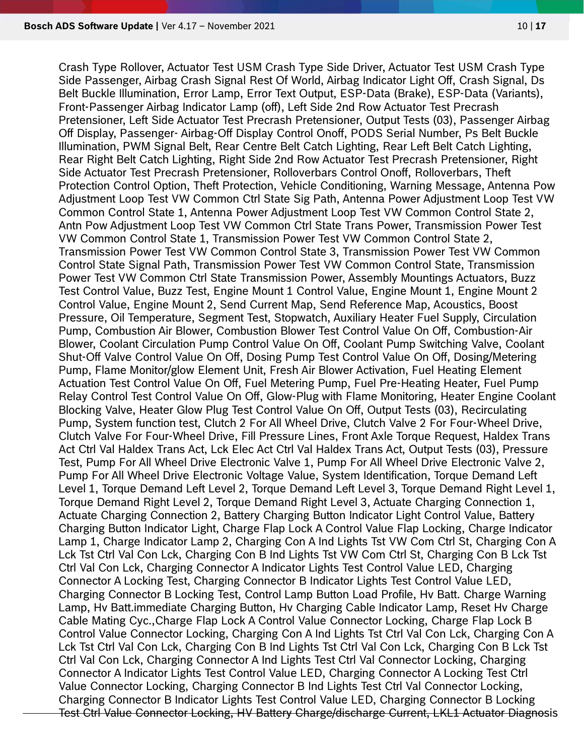Crash Type Rollover, Actuator Test USM Crash Type Side Driver, Actuator Test USM Crash Type Side Passenger, Airbag Crash Signal Rest Of World, Airbag Indicator Light Off, Crash Signal, Ds Belt Buckle Illumination, Error Lamp, Error Text Output, ESP-Data (Brake), ESP-Data (Variants), Front-Passenger Airbag Indicator Lamp (off), Left Side 2nd Row Actuator Test Precrash Pretensioner, Left Side Actuator Test Precrash Pretensioner, Output Tests (03), Passenger Airbag Off Display, Passenger- Airbag-Off Display Control Onoff, PODS Serial Number, Ps Belt Buckle Illumination, PWM Signal Belt, Rear Centre Belt Catch Lighting, Rear Left Belt Catch Lighting, Rear Right Belt Catch Lighting, Right Side 2nd Row Actuator Test Precrash Pretensioner, Right Side Actuator Test Precrash Pretensioner, Rolloverbars Control Onoff, Rolloverbars, Theft Protection Control Option, Theft Protection, Vehicle Conditioning, Warning Message, Antenna Pow Adjustment Loop Test VW Common Ctrl State Sig Path, Antenna Power Adjustment Loop Test VW Common Control State 1, Antenna Power Adjustment Loop Test VW Common Control State 2, Antn Pow Adjustment Loop Test VW Common Ctrl State Trans Power, Transmission Power Test VW Common Control State 1, Transmission Power Test VW Common Control State 2, Transmission Power Test VW Common Control State 3, Transmission Power Test VW Common Control State Signal Path, Transmission Power Test VW Common Control State, Transmission Power Test VW Common Ctrl State Transmission Power, Assembly Mountings Actuators, Buzz Test Control Value, Buzz Test, Engine Mount 1 Control Value, Engine Mount 1, Engine Mount 2 Control Value, Engine Mount 2, Send Current Map, Send Reference Map, Acoustics, Boost Pressure, Oil Temperature, Segment Test, Stopwatch, Auxiliary Heater Fuel Supply, Circulation Pump, Combustion Air Blower, Combustion Blower Test Control Value On Off, Combustion-Air Blower, Coolant Circulation Pump Control Value On Off, Coolant Pump Switching Valve, Coolant Shut-Off Valve Control Value On Off, Dosing Pump Test Control Value On Off, Dosing/Metering Pump, Flame Monitor/glow Element Unit, Fresh Air Blower Activation, Fuel Heating Element Actuation Test Control Value On Off, Fuel Metering Pump, Fuel Pre-Heating Heater, Fuel Pump Relay Control Test Control Value On Off, Glow-Plug with Flame Monitoring, Heater Engine Coolant Blocking Valve, Heater Glow Plug Test Control Value On Off, Output Tests (03), Recirculating Pump, System function test, Clutch 2 For All Wheel Drive, Clutch Valve 2 For Four-Wheel Drive, Clutch Valve For Four-Wheel Drive, Fill Pressure Lines, Front Axle Torque Request, Haldex Trans Act Ctrl Val Haldex Trans Act, Lck Elec Act Ctrl Val Haldex Trans Act, Output Tests (03), Pressure Test, Pump For All Wheel Drive Electronic Valve 1, Pump For All Wheel Drive Electronic Valve 2, Pump For All Wheel Drive Electronic Voltage Value, System Identification, Torque Demand Left Level 1, Torque Demand Left Level 2, Torque Demand Left Level 3, Torque Demand Right Level 1, Torque Demand Right Level 2, Torque Demand Right Level 3, Actuate Charging Connection 1, Actuate Charging Connection 2, Battery Charging Button Indicator Light Control Value, Battery Charging Button Indicator Light, Charge Flap Lock A Control Value Flap Locking, Charge Indicator Lamp 1, Charge Indicator Lamp 2, Charging Con A Ind Lights Tst VW Com Ctrl St, Charging Con A Lck Tst Ctrl Val Con Lck, Charging Con B Ind Lights Tst VW Com Ctrl St, Charging Con B Lck Tst Ctrl Val Con Lck, Charging Connector A Indicator Lights Test Control Value LED, Charging Connector A Locking Test, Charging Connector B Indicator Lights Test Control Value LED, Charging Connector B Locking Test, Control Lamp Button Load Profile, Hv Batt. Charge Warning Lamp, Hv Batt.immediate Charging Button, Hv Charging Cable Indicator Lamp, Reset Hv Charge Cable Mating Cyc.,Charge Flap Lock A Control Value Connector Locking, Charge Flap Lock B Control Value Connector Locking, Charging Con A Ind Lights Tst Ctrl Val Con Lck, Charging Con A Lck Tst Ctrl Val Con Lck, Charging Con B Ind Lights Tst Ctrl Val Con Lck, Charging Con B Lck Tst Ctrl Val Con Lck, Charging Connector A Ind Lights Test Ctrl Val Connector Locking, Charging Connector A Indicator Lights Test Control Value LED, Charging Connector A Locking Test Ctrl Value Connector Locking, Charging Connector B Ind Lights Test Ctrl Val Connector Locking, Charging Connector B Indicator Lights Test Control Value LED, Charging Connector B Locking Test Ctrl Value Connector Locking, HV Battery Charge/discharge Current, LKL1 Actuator Diagnosis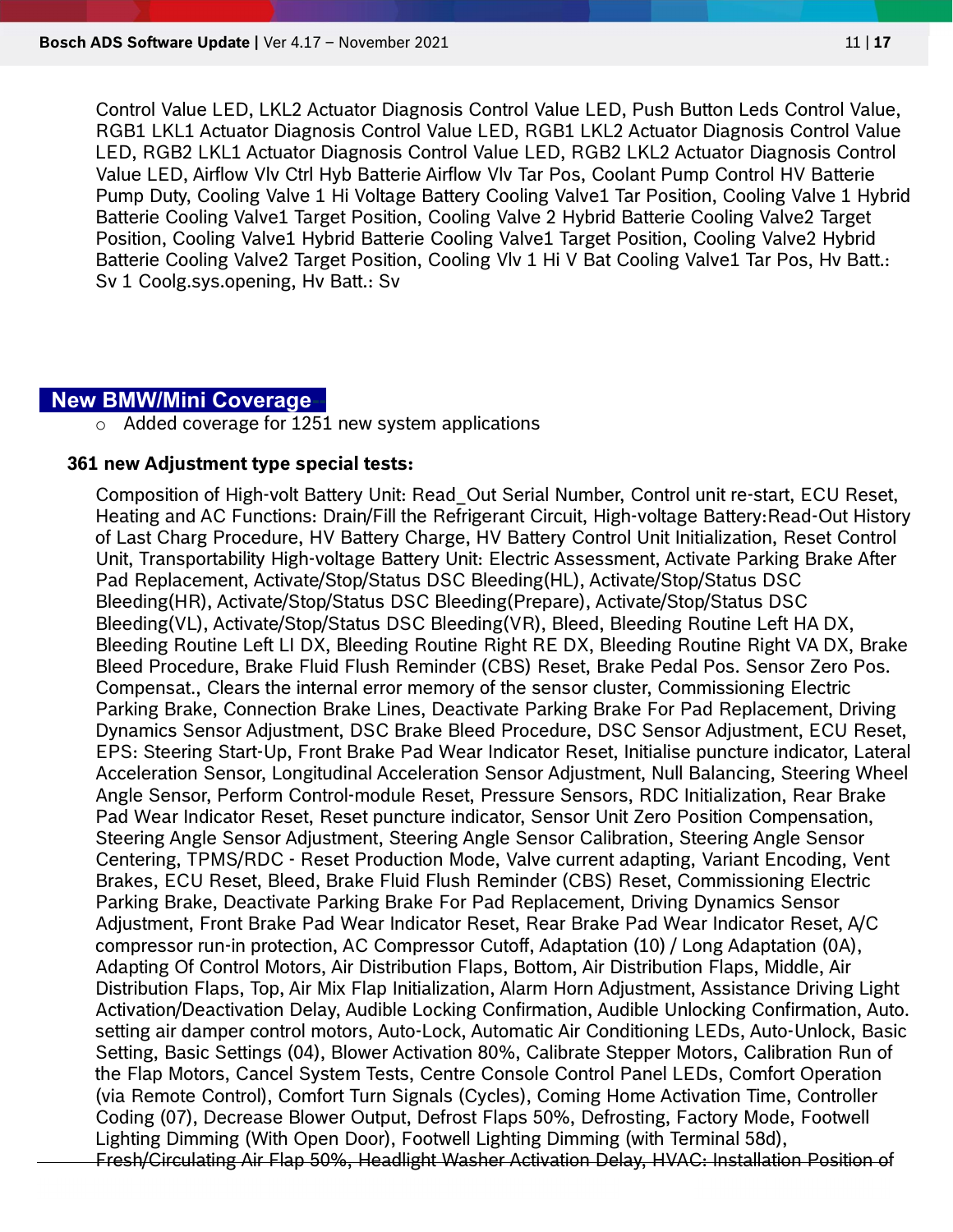Control Value LED, LKL2 Actuator Diagnosis Control Value LED, Push Button Leds Control Value, RGB1 LKL1 Actuator Diagnosis Control Value LED, RGB1 LKL2 Actuator Diagnosis Control Value LED, RGB2 LKL1 Actuator Diagnosis Control Value LED, RGB2 LKL2 Actuator Diagnosis Control Value LED, Airflow Vlv Ctrl Hyb Batterie Airflow Vlv Tar Pos, Coolant Pump Control HV Batterie Pump Duty, Cooling Valve 1 Hi Voltage Battery Cooling Valve1 Tar Position, Cooling Valve 1 Hybrid Batterie Cooling Valve1 Target Position, Cooling Valve 2 Hybrid Batterie Cooling Valve2 Target Position, Cooling Valve1 Hybrid Batterie Cooling Valve1 Target Position, Cooling Valve2 Hybrid Batterie Cooling Valve2 Target Position, Cooling Vlv 1 Hi V Bat Cooling Valve1 Tar Pos, Hv Batt.: Sv 1 Coolg.sys.opening, Hv Batt.: Sv

## New BMW/Mini Coverage

- Added coverage for 1251 new system applications

**361 new Adjustment type special tests:**

Composition of High-volt Battery Unit: Read_Out Serial Number, Control unit re-start, ECU Reset, Heating and AC Functions: Drain/Fill the Refrigerant Circuit, High-voltage Battery:Read-Out History of Last Charg Procedure, HV Battery Charge, HV Battery Control Unit Initialization, Reset Control Unit, Transportability High-voltage Battery Unit: Electric Assessment, Activate Parking Brake After Pad Replacement, Activate/Stop/Status DSC Bleeding(HL), Activate/Stop/Status DSC Bleeding(HR), Activate/Stop/Status DSC Bleeding(Prepare), Activate/Stop/Status DSC Bleeding(VL), Activate/Stop/Status DSC Bleeding(VR), Bleed, Bleeding Routine Left HA DX, Bleeding Routine Left LI DX, Bleeding Routine Right RE DX, Bleeding Routine Right VA DX, Brake Bleed Procedure, Brake Fluid Flush Reminder (CBS) Reset, Brake Pedal Pos. Sensor Zero Pos. Compensat., Clears the internal error memory of the sensor cluster, Commissioning Electric Parking Brake, Connection Brake Lines, Deactivate Parking Brake For Pad Replacement, Driving Dynamics Sensor Adjustment, DSC Brake Bleed Procedure, DSC Sensor Adjustment, ECU Reset, EPS: Steering Start-Up, Front Brake Pad Wear Indicator Reset, Initialise puncture indicator, Lateral Acceleration Sensor, Longitudinal Acceleration Sensor Adjustment, Null Balancing, Steering Wheel Angle Sensor, Perform Control-module Reset, Pressure Sensors, RDC Initialization, Rear Brake Pad Wear Indicator Reset, Reset puncture indicator, Sensor Unit Zero Position Compensation, Steering Angle Sensor Adjustment, Steering Angle Sensor Calibration, Steering Angle Sensor Centering, TPMS/RDC - Reset Production Mode, Valve current adapting, Variant Encoding, Vent Brakes, ECU Reset, Bleed, Brake Fluid Flush Reminder (CBS) Reset, Commissioning Electric Parking Brake, Deactivate Parking Brake For Pad Replacement, Driving Dynamics Sensor Adjustment, Front Brake Pad Wear Indicator Reset, Rear Brake Pad Wear Indicator Reset, A/C compressor run-in protection, AC Compressor Cutoff, Adaptation (10) / Long Adaptation (0A), Adapting Of Control Motors, Air Distribution Flaps, Bottom, Air Distribution Flaps, Middle, Air Distribution Flaps, Top, Air Mix Flap Initialization, Alarm Horn Adjustment, Assistance Driving Light Activation/Deactivation Delay, Audible Locking Confirmation, Audible Unlocking Confirmation, Auto. setting air damper control motors, Auto-Lock, Automatic Air Conditioning LEDs, Auto-Unlock, Basic Setting, Basic Settings (04), Blower Activation 80%, Calibrate Stepper Motors, Calibration Run of the Flap Motors, Cancel System Tests, Centre Console Control Panel LEDs, Comfort Operation (via Remote Control), Comfort Turn Signals (Cycles), Coming Home Activation Time, Controller Coding (07), Decrease Blower Output, Defrost Flaps 50%, Defrosting, Factory Mode, Footwell Lighting Dimming (With Open Door), Footwell Lighting Dimming (with Terminal 58d), Fresh/Circulating Air Flap 50%, Headlight Washer Activation Delay, HVAC: Installation Position of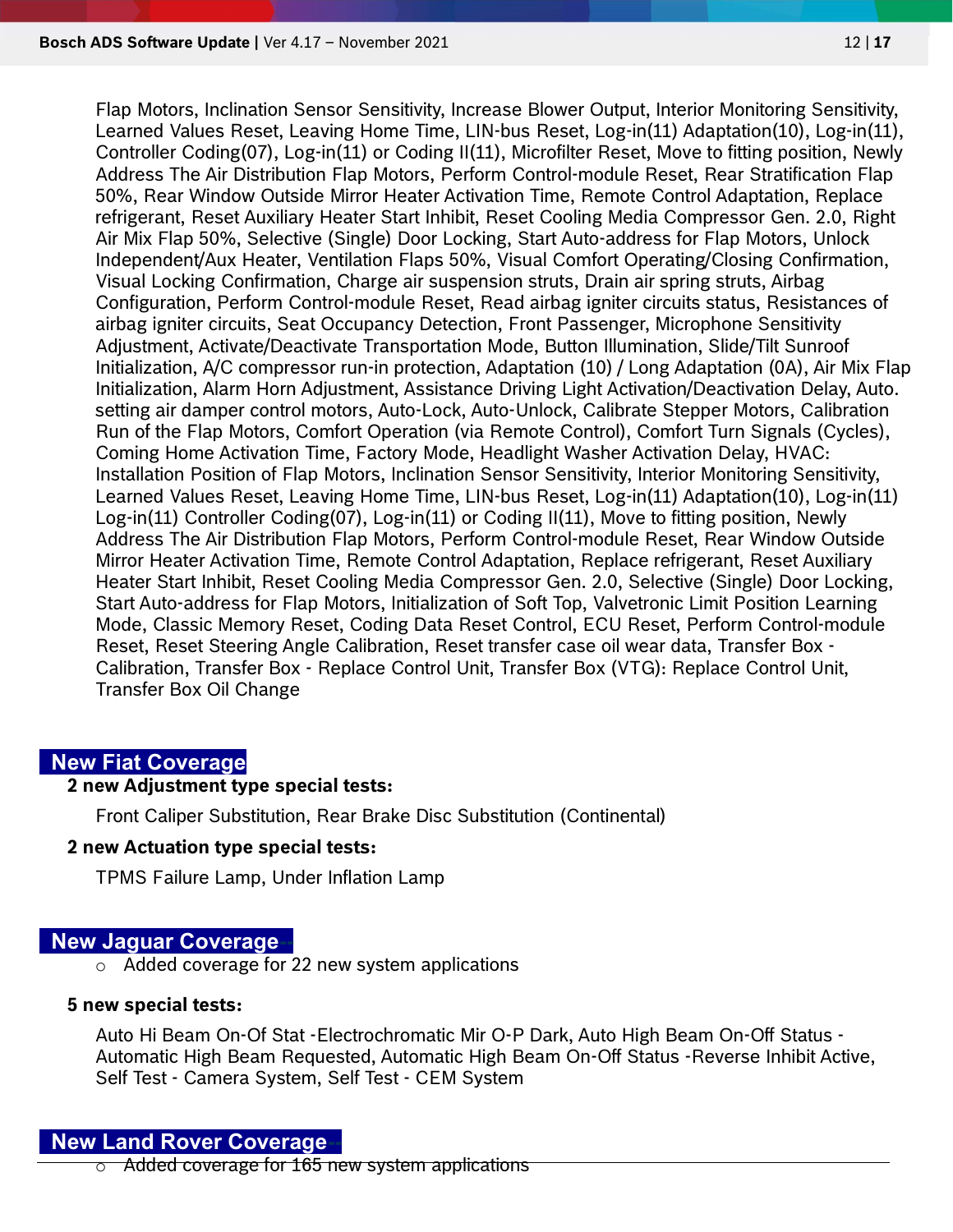Flap Motors, Inclination Sensor Sensitivity, Increase Blower Output, Interior Monitoring Sensitivity, Learned Values Reset, Leaving Home Time, LIN-bus Reset, Log-in(11) Adaptation(10), Log-in(11), Controller Coding(07), Log-in(11) or Coding II(11), Microfilter Reset, Move to fitting position, Newly Address The Air Distribution Flap Motors, Perform Control-module Reset, Rear Stratification Flap 50%, Rear Window Outside Mirror Heater Activation Time, Remote Control Adaptation, Replace refrigerant, Reset Auxiliary Heater Start Inhibit, Reset Cooling Media Compressor Gen. 2.0, Right Air Mix Flap 50%, Selective (Single) Door Locking, Start Auto-address for Flap Motors, Unlock Independent/Aux Heater, Ventilation Flaps 50%, Visual Comfort Operating/Closing Confirmation, Visual Locking Confirmation, Charge air suspension struts, Drain air spring struts, Airbag Configuration, Perform Control-module Reset, Read airbag igniter circuits status, Resistances of airbag igniter circuits, Seat Occupancy Detection, Front Passenger, Microphone Sensitivity Adjustment, Activate/Deactivate Transportation Mode, Button Illumination, Slide/Tilt Sunroof Initialization, A/C compressor run-in protection, Adaptation (10) / Long Adaptation (0A), Air Mix Flap Initialization, Alarm Horn Adjustment, Assistance Driving Light Activation/Deactivation Delay, Auto. setting air damper control motors, Auto-Lock, Auto-Unlock, Calibrate Stepper Motors, Calibration Run of the Flap Motors, Comfort Operation (via Remote Control), Comfort Turn Signals (Cycles), Coming Home Activation Time, Factory Mode, Headlight Washer Activation Delay, HVAC: Installation Position of Flap Motors, Inclination Sensor Sensitivity, Interior Monitoring Sensitivity, Learned Values Reset, Leaving Home Time, LIN-bus Reset, Log-in(11) Adaptation(10), Log-in(11) Log-in(11) Controller Coding(07), Log-in(11) or Coding II(11), Move to fitting position, Newly Address The Air Distribution Flap Motors, Perform Control-module Reset, Rear Window Outside Mirror Heater Activation Time, Remote Control Adaptation, Replace refrigerant, Reset Auxiliary Heater Start Inhibit, Reset Cooling Media Compressor Gen. 2.0, Selective (Single) Door Locking, Start Auto-address for Flap Motors, Initialization of Soft Top, Valvetronic Limit Position Learning Mode, Classic Memory Reset, Coding Data Reset Control, ECU Reset, Perform Control-module Reset, Reset Steering Angle Calibration, Reset transfer case oil wear data, Transfer Box - Calibration, Transfer Box - Replace Control Unit, Transfer Box (VTG): Replace Control Unit, Transfer Box Oil Change

## New Fiat Coverage

**2 new Adjustment type special tests:**

Front Caliper Substitution, Rear Brake Disc Substitution (Continental)

**2 new Actuation type special tests:**

TPMS Failure Lamp, Under Inflation Lamp

## New Jaguar Coverage

- Added coverage for 22 new system applications

**5 new special tests:**

Auto Hi Beam On-Of Stat -Electrochromatic Mir O-P Dark, Auto High Beam On-Off Status - Automatic High Beam Requested, Automatic High Beam On-Off Status -Reverse Inhibit Active, Self Test - Camera System, Self Test - CEM System

## New Land Rover Coverage

- Added coverage for 165 new system applications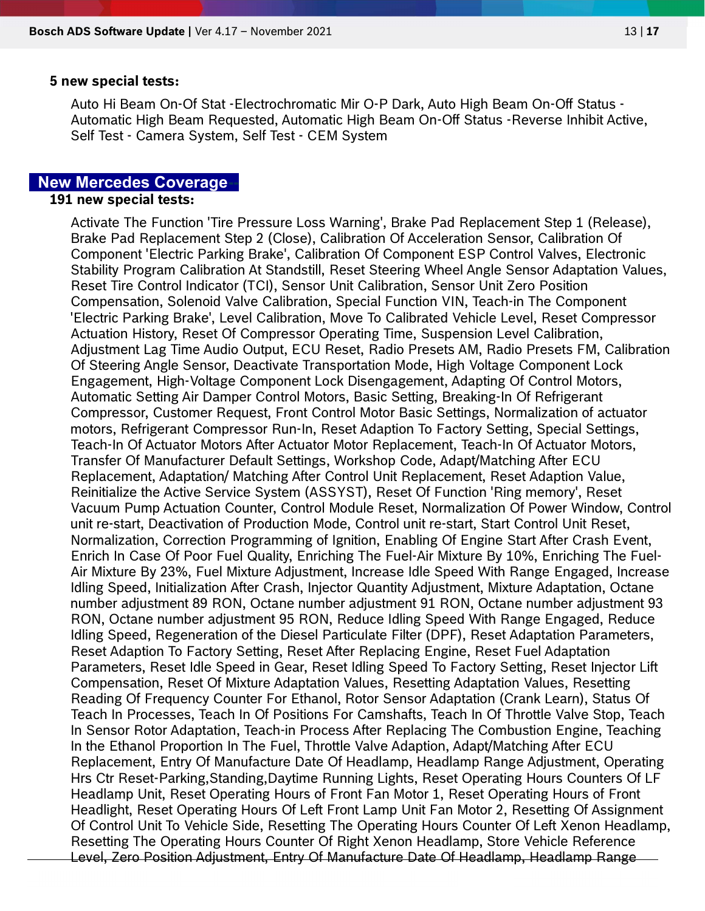**5 new special tests:**

Auto Hi Beam On-Of Stat -Electrochromatic Mir O-P Dark, Auto High Beam On-Off Status -Automatic High Beam Requested, Automatic High Beam On-Off Status -Reverse Inhibit Active, Self Test - Camera System, Self Test - CEM System

## New Mercedes Coverage

**191 new special tests:**

Activate The Function 'Tire Pressure Loss Warning', Brake Pad Replacement Step 1 (Release), Brake Pad Replacement Step 2 (Close), Calibration Of Acceleration Sensor, Calibration Of Component 'Electric Parking Brake', Calibration Of Component ESP Control Valves, Electronic Stability Program Calibration At Standstill, Reset Steering Wheel Angle Sensor Adaptation Values, Reset Tire Control Indicator (TCI), Sensor Unit Calibration, Sensor Unit Zero Position Compensation, Solenoid Valve Calibration, Special Function VIN, Teach-in The Component 'Electric Parking Brake', Level Calibration, Move To Calibrated Vehicle Level, Reset Compressor Actuation History, Reset Of Compressor Operating Time, Suspension Level Calibration, Adjustment Lag Time Audio Output, ECU Reset, Radio Presets AM, Radio Presets FM, Calibration Of Steering Angle Sensor, Deactivate Transportation Mode, High Voltage Component Lock Engagement, High-Voltage Component Lock Disengagement, Adapting Of Control Motors, Automatic Setting Air Damper Control Motors, Basic Setting, Breaking-In Of Refrigerant Compressor, Customer Request, Front Control Motor Basic Settings, Normalization of actuator motors, Refrigerant Compressor Run-In, Reset Adaption To Factory Setting, Special Settings, Teach-In Of Actuator Motors After Actuator Motor Replacement, Teach-In Of Actuator Motors, Transfer Of Manufacturer Default Settings, Workshop Code, Adapt/Matching After ECU Replacement, Adaptation/ Matching After Control Unit Replacement, Reset Adaption Value, Reinitialize the Active Service System (ASSYST), Reset Of Function 'Ring memory', Reset Vacuum Pump Actuation Counter, Control Module Reset, Normalization Of Power Window, Control unit re-start, Deactivation of Production Mode, Control unit re-start, Start Control Unit Reset, Normalization, Correction Programming of Ignition, Enabling Of Engine Start After Crash Event, Enrich In Case Of Poor Fuel Quality, Enriching The Fuel-Air Mixture By 10%, Enriching The Fuel-Air Mixture By 23%, Fuel Mixture Adjustment, Increase Idle Speed With Range Engaged, Increase Idling Speed, Initialization After Crash, Injector Quantity Adjustment, Mixture Adaptation, Octane number adjustment 89 RON, Octane number adjustment 91 RON, Octane number adjustment 93 RON, Octane number adjustment 95 RON, Reduce Idling Speed With Range Engaged, Reduce Idling Speed, Regeneration of the Diesel Particulate Filter (DPF), Reset Adaptation Parameters, Reset Adaption To Factory Setting, Reset After Replacing Engine, Reset Fuel Adaptation Parameters, Reset Idle Speed in Gear, Reset Idling Speed To Factory Setting, Reset Injector Lift Compensation, Reset Of Mixture Adaptation Values, Resetting Adaptation Values, Resetting Reading Of Frequency Counter For Ethanol, Rotor Sensor Adaptation (Crank Learn), Status Of Teach In Processes, Teach In Of Positions For Camshafts, Teach In Of Throttle Valve Stop, Teach In Sensor Rotor Adaptation, Teach-in Process After Replacing The Combustion Engine, Teaching In the Ethanol Proportion In The Fuel, Throttle Valve Adaption, Adapt/Matching After ECU Replacement, Entry Of Manufacture Date Of Headlamp, Headlamp Range Adjustment, Operating Hrs Ctr Reset-Parking,Standing,Daytime Running Lights, Reset Operating Hours Counters Of LF Headlamp Unit, Reset Operating Hours of Front Fan Motor 1, Reset Operating Hours of Front Headlight, Reset Operating Hours Of Left Front Lamp Unit Fan Motor 2, Resetting Of Assignment Of Control Unit To Vehicle Side, Resetting The Operating Hours Counter Of Left Xenon Headlamp, Resetting The Operating Hours Counter Of Right Xenon Headlamp, Store Vehicle Reference Level, Zero Position Adjustment, Entry Of Manufacture Date Of Headlamp, Headlamp Range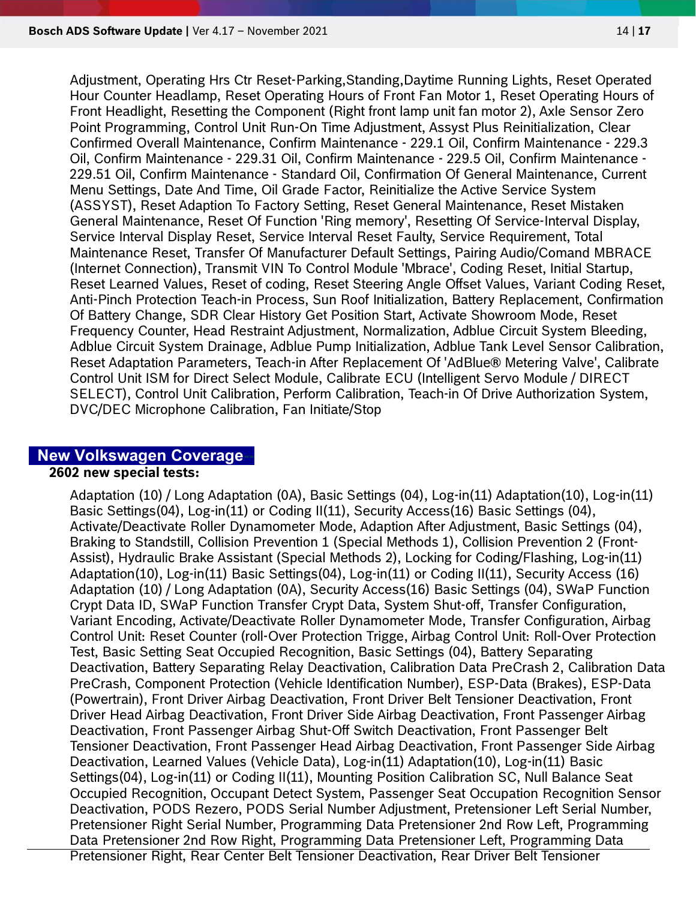Adjustment, Operating Hrs Ctr Reset-Parking,Standing,Daytime Running Lights, Reset Operated Hour Counter Headlamp, Reset Operating Hours of Front Fan Motor 1, Reset Operating Hours of Front Headlight, Resetting the Component (Right front lamp unit fan motor 2), Axle Sensor Zero Point Programming, Control Unit Run-On Time Adjustment, Assyst Plus Reinitialization, Clear Confirmed Overall Maintenance, Confirm Maintenance - 229.1 Oil, Confirm Maintenance - 229.3 Oil, Confirm Maintenance - 229.31 Oil, Confirm Maintenance - 229.5 Oil, Confirm Maintenance - 229.51 Oil, Confirm Maintenance - Standard Oil, Confirmation Of General Maintenance, Current Menu Settings, Date And Time, Oil Grade Factor, Reinitialize the Active Service System (ASSYST), Reset Adaption To Factory Setting, Reset General Maintenance, Reset Mistaken General Maintenance, Reset Of Function 'Ring memory', Resetting Of Service-Interval Display, Service Interval Display Reset, Service Interval Reset Faulty, Service Requirement, Total Maintenance Reset, Transfer Of Manufacturer Default Settings, Pairing Audio/Comand MBRACE (Internet Connection), Transmit VIN To Control Module 'Mbrace', Coding Reset, Initial Startup, Reset Learned Values, Reset of coding, Reset Steering Angle Offset Values, Variant Coding Reset, Anti-Pinch Protection Teach-in Process, Sun Roof Initialization, Battery Replacement, Confirmation Of Battery Change, SDR Clear History Get Position Start, Activate Showroom Mode, Reset Frequency Counter, Head Restraint Adjustment, Normalization, Adblue Circuit System Bleeding, Adblue Circuit System Drainage, Adblue Pump Initialization, Adblue Tank Level Sensor Calibration, Reset Adaptation Parameters, Teach-in After Replacement Of 'AdBlue® Metering Valve', Calibrate Control Unit ISM for Direct Select Module, Calibrate ECU (Intelligent Servo Module / DIRECT SELECT), Control Unit Calibration, Perform Calibration, Teach-in Of Drive Authorization System, DVC/DEC Microphone Calibration, Fan Initiate/Stop

## New Volkswagen Coverage

**2602 new special tests:**

Adaptation (10) / Long Adaptation (0A), Basic Settings (04), Log-in(11) Adaptation(10), Log-in(11) Basic Settings(04), Log-in(11) or Coding II(11), Security Access(16) Basic Settings (04), Activate/Deactivate Roller Dynamometer Mode, Adaption After Adjustment, Basic Settings (04), Braking to Standstill, Collision Prevention 1 (Special Methods 1), Collision Prevention 2 (Front-Assist), Hydraulic Brake Assistant (Special Methods 2), Locking for Coding/Flashing, Log-in(11) Adaptation(10), Log-in(11) Basic Settings(04), Log-in(11) or Coding II(11), Security Access (16) Adaptation (10) / Long Adaptation (0A), Security Access(16) Basic Settings (04), SWaP Function Crypt Data ID, SWaP Function Transfer Crypt Data, System Shut-off, Transfer Configuration, Variant Encoding, Activate/Deactivate Roller Dynamometer Mode, Transfer Configuration, Airbag Control Unit: Reset Counter (roll-Over Protection Trigge, Airbag Control Unit: Roll-Over Protection Test, Basic Setting Seat Occupied Recognition, Basic Settings (04), Battery Separating Deactivation, Battery Separating Relay Deactivation, Calibration Data PreCrash 2, Calibration Data PreCrash, Component Protection (Vehicle Identification Number), ESP-Data (Brakes), ESP-Data (Powertrain), Front Driver Airbag Deactivation, Front Driver Belt Tensioner Deactivation, Front Driver Head Airbag Deactivation, Front Driver Side Airbag Deactivation, Front Passenger Airbag Deactivation, Front Passenger Airbag Shut-Off Switch Deactivation, Front Passenger Belt Tensioner Deactivation, Front Passenger Head Airbag Deactivation, Front Passenger Side Airbag Deactivation, Learned Values (Vehicle Data), Log-in(11) Adaptation(10), Log-in(11) Basic Settings(04), Log-in(11) or Coding II(11), Mounting Position Calibration SC, Null Balance Seat Occupied Recognition, Occupant Detect System, Passenger Seat Occupation Recognition Sensor Deactivation, PODS Rezero, PODS Serial Number Adjustment, Pretensioner Left Serial Number, Pretensioner Right Serial Number, Programming Data Pretensioner 2nd Row Left, Programming Data Pretensioner 2nd Row Right, Programming Data Pretensioner Left, Programming Data Pretensioner Right, Rear Center Belt Tensioner Deactivation, Rear Driver Belt Tensioner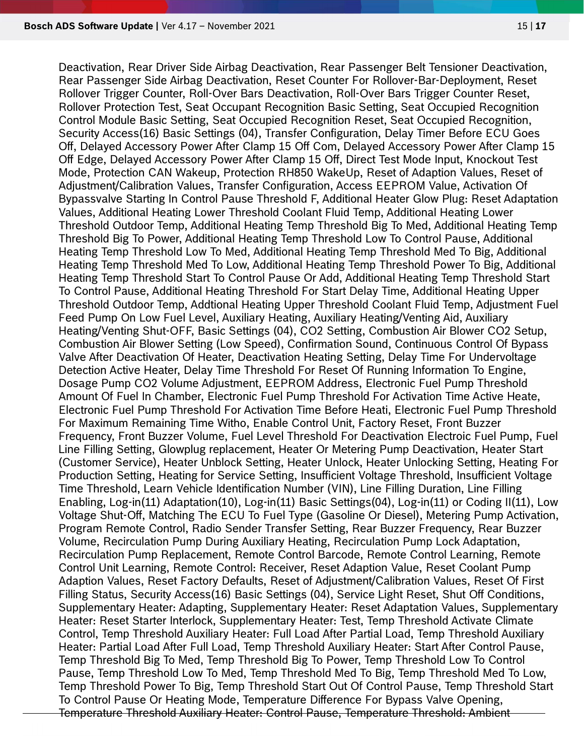Deactivation, Rear Driver Side Airbag Deactivation, Rear Passenger Belt Tensioner Deactivation, Rear Passenger Side Airbag Deactivation, Reset Counter For Rollover-Bar-Deployment, Reset Rollover Trigger Counter, Roll-Over Bars Deactivation, Roll-Over Bars Trigger Counter Reset, Rollover Protection Test, Seat Occupant Recognition Basic Setting, Seat Occupied Recognition Control Module Basic Setting, Seat Occupied Recognition Reset, Seat Occupied Recognition, Security Access(16) Basic Settings (04), Transfer Configuration, Delay Timer Before ECU Goes Off, Delayed Accessory Power After Clamp 15 Off Com, Delayed Accessory Power After Clamp 15 Off Edge, Delayed Accessory Power After Clamp 15 Off, Direct Test Mode Input, Knockout Test Mode, Protection CAN Wakeup, Protection RH850 WakeUp, Reset of Adaption Values, Reset of Adjustment/Calibration Values, Transfer Configuration, Access EEPROM Value, Activation Of Bypassvalve Starting In Control Pause Threshold F, Additional Heater Glow Plug: Reset Adaptation Values, Additional Heating Lower Threshold Coolant Fluid Temp, Additional Heating Lower Threshold Outdoor Temp, Additional Heating Temp Threshold Big To Med, Additional Heating Temp Threshold Big To Power, Additional Heating Temp Threshold Low To Control Pause, Additional Heating Temp Threshold Low To Med, Additional Heating Temp Threshold Med To Big, Additional Heating Temp Threshold Med To Low, Additional Heating Temp Threshold Power To Big, Additional Heating Temp Threshold Start To Control Pause Or Add, Additional Heating Temp Threshold Start To Control Pause, Additional Heating Threshold For Start Delay Time, Additional Heating Upper Threshold Outdoor Temp, Addtional Heating Upper Threshold Coolant Fluid Temp, Adjustment Fuel Feed Pump On Low Fuel Level, Auxiliary Heating, Auxiliary Heating/Venting Aid, Auxiliary Heating/Venting Shut-OFF, Basic Settings (04), CO2 Setting, Combustion Air Blower CO2 Setup, Combustion Air Blower Setting (Low Speed), Confirmation Sound, Continuous Control Of Bypass Valve After Deactivation Of Heater, Deactivation Heating Setting, Delay Time For Undervoltage Detection Active Heater, Delay Time Threshold For Reset Of Running Information To Engine, Dosage Pump CO2 Volume Adjustment, EEPROM Address, Electronic Fuel Pump Threshold Amount Of Fuel In Chamber, Electronic Fuel Pump Threshold For Activation Time Active Heate, Electronic Fuel Pump Threshold For Activation Time Before Heati, Electronic Fuel Pump Threshold For Maximum Remaining Time Witho, Enable Control Unit, Factory Reset, Front Buzzer Frequency, Front Buzzer Volume, Fuel Level Threshold For Deactivation Electroic Fuel Pump, Fuel Line Filling Setting, Glowplug replacement, Heater Or Metering Pump Deactivation, Heater Start (Customer Service), Heater Unblock Setting, Heater Unlock, Heater Unlocking Setting, Heating For Production Setting, Heating for Service Setting, Insufficient Voltage Threshold, Insufficient Voltage Time Threshold, Learn Vehicle Identification Number (VIN), Line Filling Duration, Line Filling Enabling, Log-in(11) Adaptation(10), Log-in(11) Basic Settings(04), Log-in(11) or Coding II(11), Low Voltage Shut-Off, Matching The ECU To Fuel Type (Gasoline Or Diesel), Metering Pump Activation, Program Remote Control, Radio Sender Transfer Setting, Rear Buzzer Frequency, Rear Buzzer Volume, Recirculation Pump During Auxiliary Heating, Recirculation Pump Lock Adaptation, Recirculation Pump Replacement, Remote Control Barcode, Remote Control Learning, Remote Control Unit Learning, Remote Control: Receiver, Reset Adaption Value, Reset Coolant Pump Adaption Values, Reset Factory Defaults, Reset of Adjustment/Calibration Values, Reset Of First Filling Status, Security Access(16) Basic Settings (04), Service Light Reset, Shut Off Conditions, Supplementary Heater: Adapting, Supplementary Heater: Reset Adaptation Values, Supplementary Heater: Reset Starter Interlock, Supplementary Heater: Test, Temp Threshold Activate Climate Control, Temp Threshold Auxiliary Heater: Full Load After Partial Load, Temp Threshold Auxiliary Heater: Partial Load After Full Load, Temp Threshold Auxiliary Heater: Start After Control Pause, Temp Threshold Big To Med, Temp Threshold Big To Power, Temp Threshold Low To Control Pause, Temp Threshold Low To Med, Temp Threshold Med To Big, Temp Threshold Med To Low, Temp Threshold Power To Big, Temp Threshold Start Out Of Control Pause, Temp Threshold Start To Control Pause Or Heating Mode, Temperature Difference For Bypass Valve Opening, Temperature Threshold Auxiliary Heater: Control Pause, Temperature Threshold: Ambient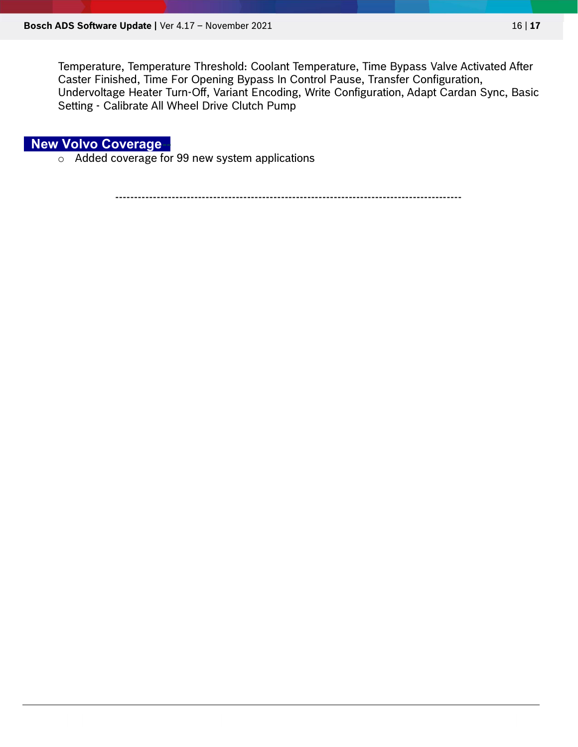Temperature, Temperature Threshold: Coolant Temperature, Time Bypass Valve Activated After Caster Finished, Time For Opening Bypass In Control Pause, Transfer Configuration, Undervoltage Heater Turn-Off, Variant Encoding, Write Configuration, Adapt Cardan Sync, Basic Setting - Calibrate All Wheel Drive Clutch Pump

## New Volvo Coverage

- Added coverage for 99 new system applications

---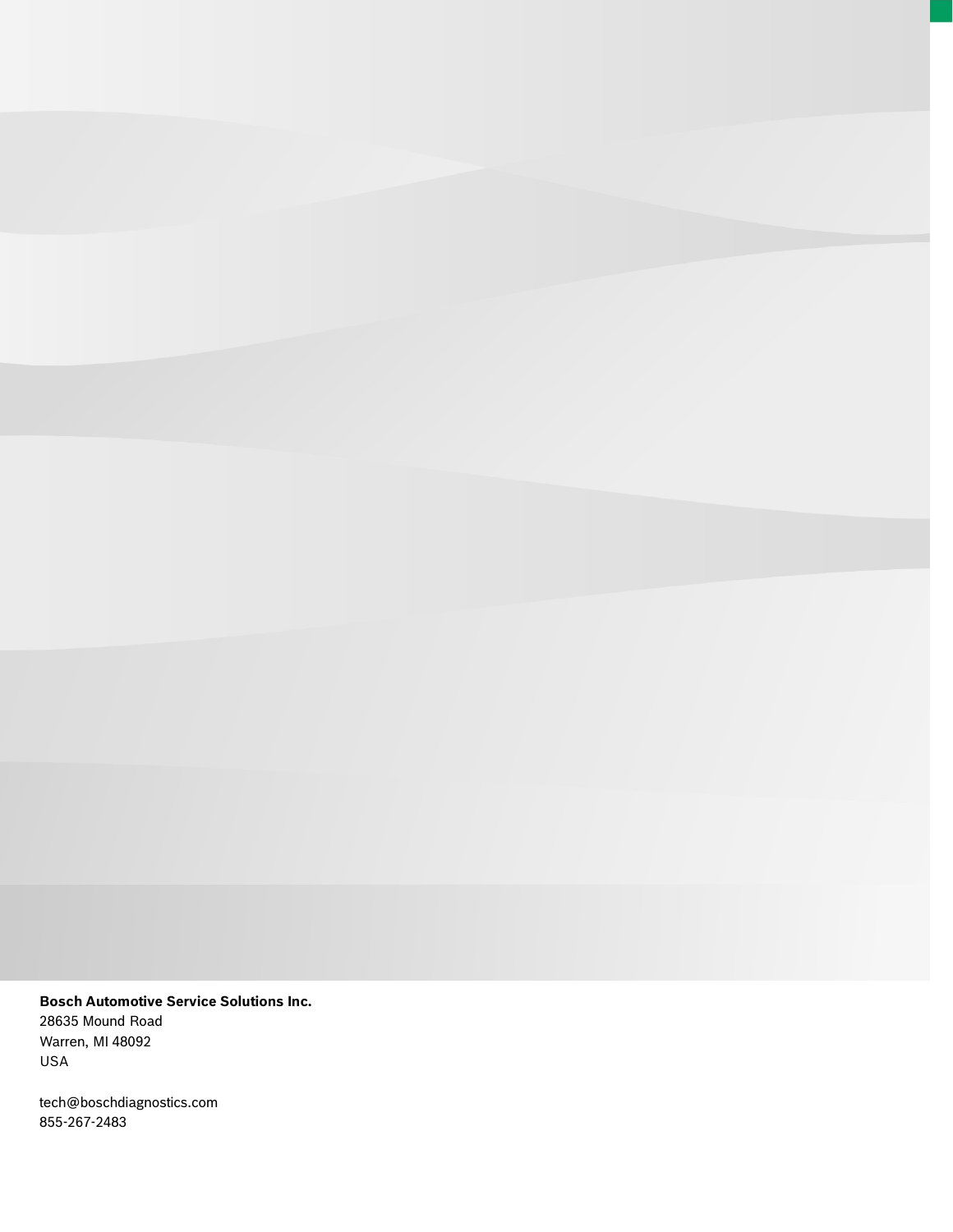**Bosch Automotive Service Solutions Inc.**
28635 Mound Road
Warren, MI 48092
USA

tech@boschdiagnostics.com
855-267-2483